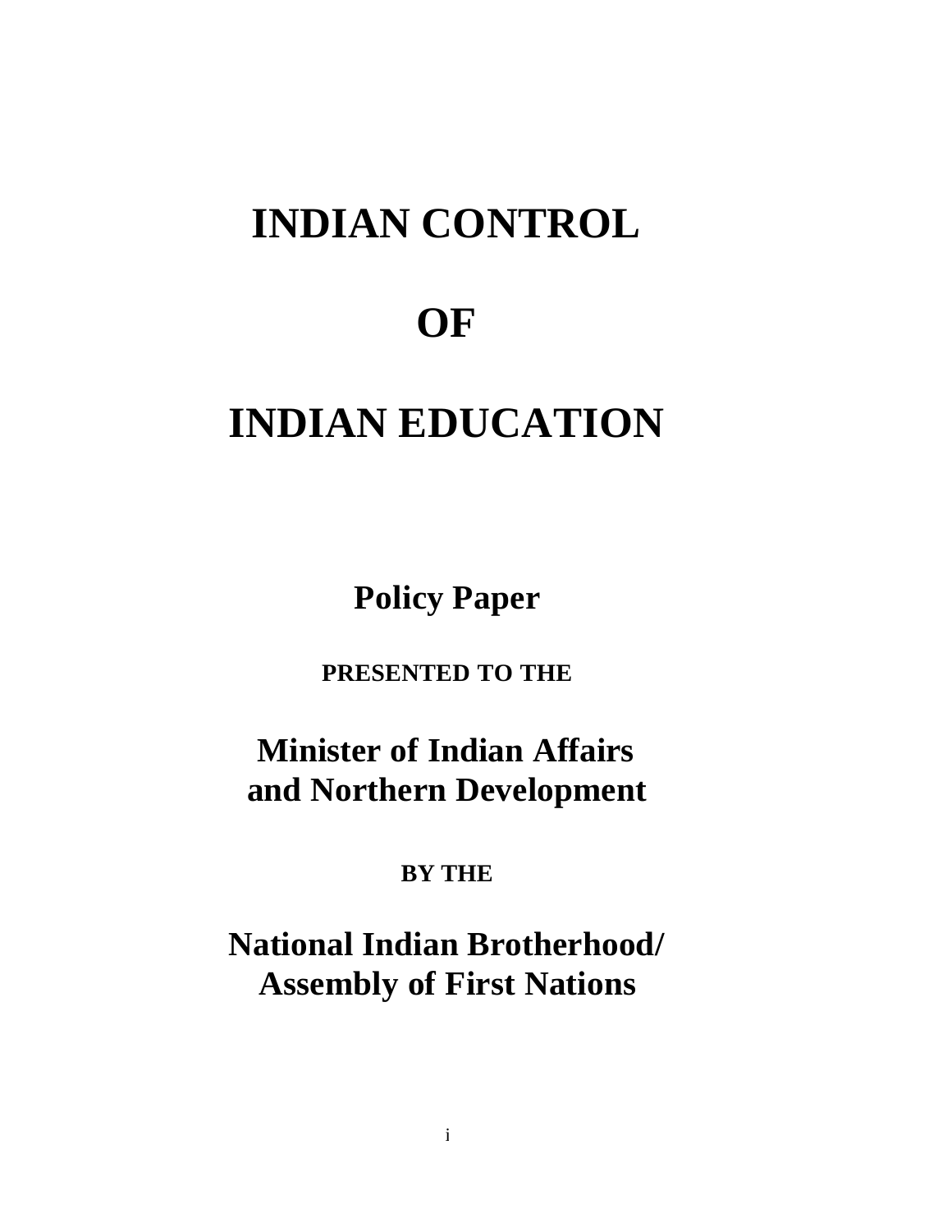# INDIAN CONTROL

# OF

# INDIAN EDUCATION

**Policy Paper**

**PRESENTED TO THE**

**Minister of Indian Affairs and Northern Development**

**BY THE**

**National Indian Brotherhood/ Assembly of First Nations**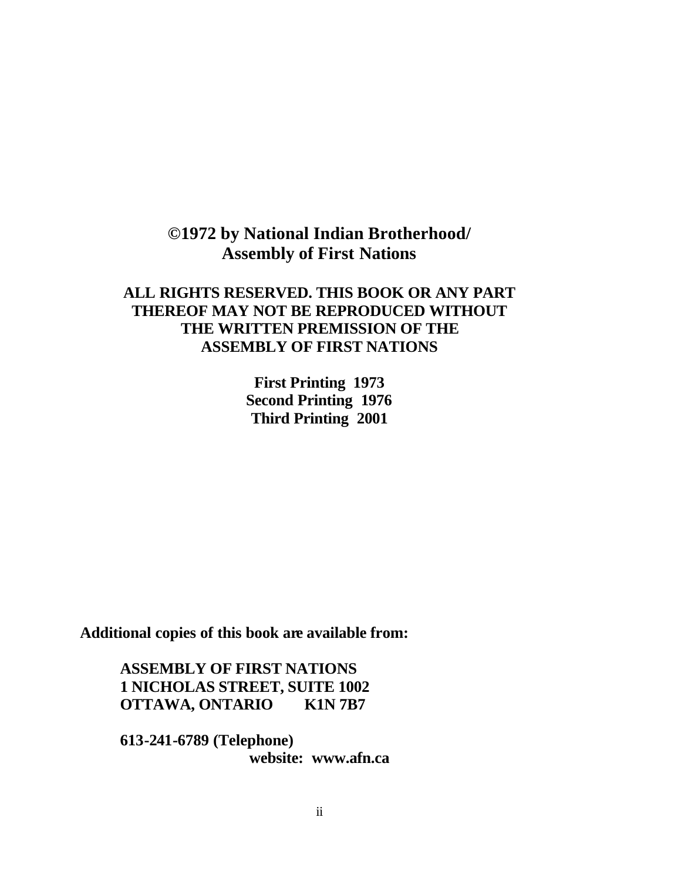**©1972 by National Indian Brotherhood/ Assembly of First Nations**

**ALL RIGHTS RESERVED. THIS BOOK OR ANY PART THEREOF MAY NOT BE REPRODUCED WITHOUT THE WRITTEN PREMISSION OF THE ASSEMBLY OF FIRST NATIONS**

**First Printing 1973**
**Second Printing 1976**
**Third Printing 2001**

**Additional copies of this book are available from:**

**ASSEMBLY OF FIRST NATIONS**
**1 NICHOLAS STREET, SUITE 1002**
**OTTAWA, ONTARIO K1N 7B7**

**613-241-6789 (Telephone)**
**website: www.afn.ca**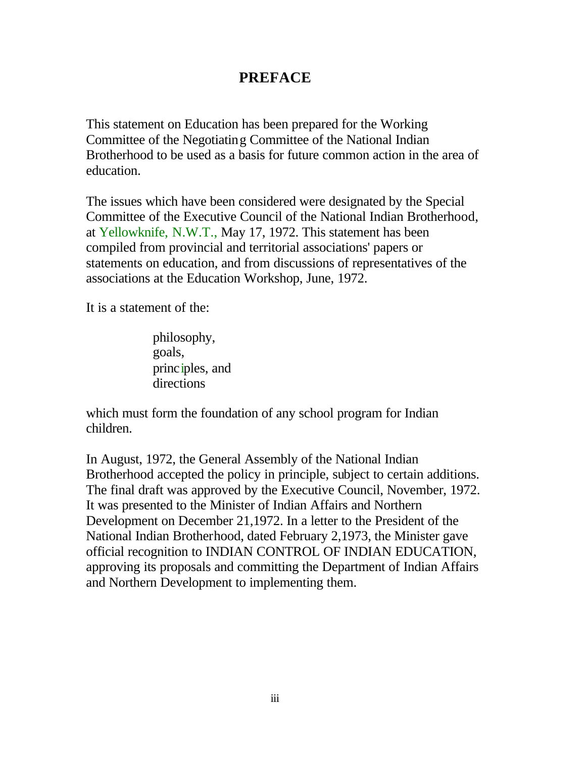# PREFACE

This statement on Education has been prepared for the Working Committee of the Negotiating Committee of the National Indian Brotherhood to be used as a basis for future common action in the area of education.

The issues which have been considered were designated by the Special Committee of the Executive Council of the National Indian Brotherhood, at Yellowknife, N.W.T., May 17, 1972. This statement has been compiled from provincial and territorial associations' papers or statements on education, and from discussions of representatives of the associations at the Education Workshop, June, 1972.

It is a statement of the:

philosophy,
goals,
principles, and
directions

which must form the foundation of any school program for Indian children.

In August, 1972, the General Assembly of the National Indian Brotherhood accepted the policy in principle, subject to certain additions. The final draft was approved by the Executive Council, November, 1972. It was presented to the Minister of Indian Affairs and Northern Development on December 21,1972. In a letter to the President of the National Indian Brotherhood, dated February 2,1973, the Minister gave official recognition to INDIAN CONTROL OF INDIAN EDUCATION, approving its proposals and committing the Department of Indian Affairs and Northern Development to implementing them.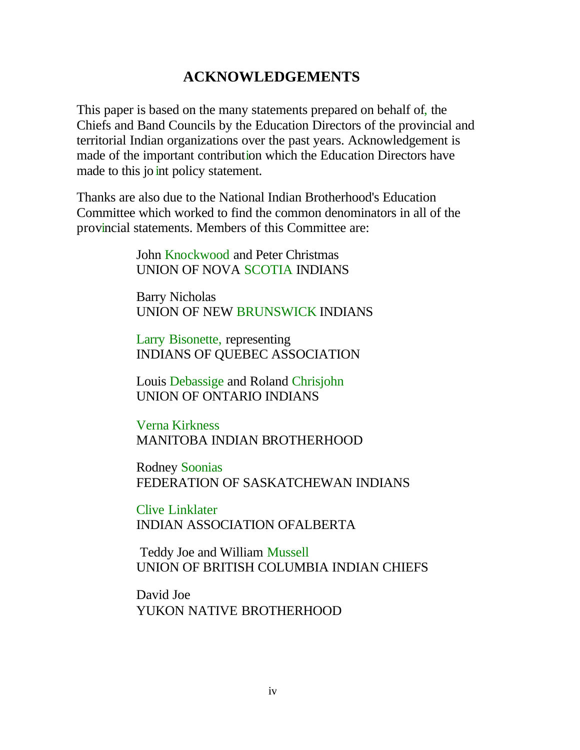## ACKNOWLEDGEMENTS

This paper is based on the many statements prepared on behalf of, the Chiefs and Band Councils by the Education Directors of the provincial and territorial Indian organizations over the past years. Acknowledgement is made of the important contribution which the Education Directors have made to this joint policy statement.

Thanks are also due to the National Indian Brotherhood's Education Committee which worked to find the common denominators in all of the provincial statements. Members of this Committee are:

John Knockwood and Peter Christmas
UNION OF NOVA SCOTIA INDIANS

Barry Nicholas
UNION OF NEW BRUNSWICK INDIANS

Larry Bisonette, representing
INDIANS OF QUEBEC ASSOCIATION

Louis Debassige and Roland Chrisjohn
UNION OF ONTARIO INDIANS

Verna Kirkness
MANITOBA INDIAN BROTHERHOOD

Rodney Soonias
FEDERATION OF SASKATCHEWAN INDIANS

Clive Linklater
INDIAN ASSOCIATION OFALBERTA

Teddy Joe and William Mussell
UNION OF BRITISH COLUMBIA INDIAN CHIEFS

David Joe
YUKON NATIVE BROTHERHOOD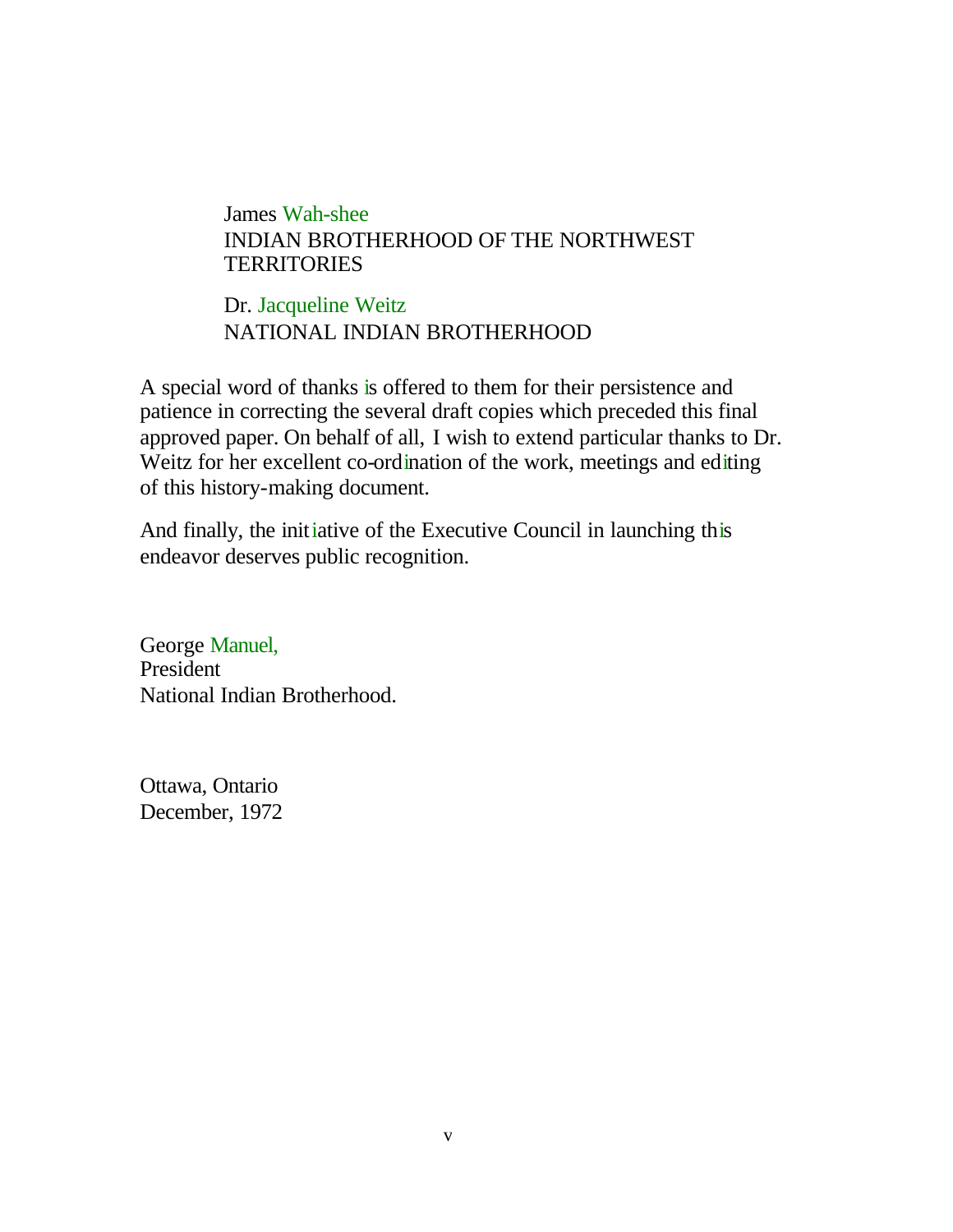James Wah-shee
INDIAN BROTHERHOOD OF THE NORTHWEST TERRITORIES

Dr. Jacqueline Weitz
NATIONAL INDIAN BROTHERHOOD

A special word of thanks is offered to them for their persistence and patience in correcting the several draft copies which preceded this final approved paper. On behalf of all, I wish to extend particular thanks to Dr. Weitz for her excellent co-ordination of the work, meetings and editing of this history-making document.

And finally, the initiative of the Executive Council in launching this endeavor deserves public recognition.

George Manuel,
President
National Indian Brotherhood.

Ottawa, Ontario
December, 1972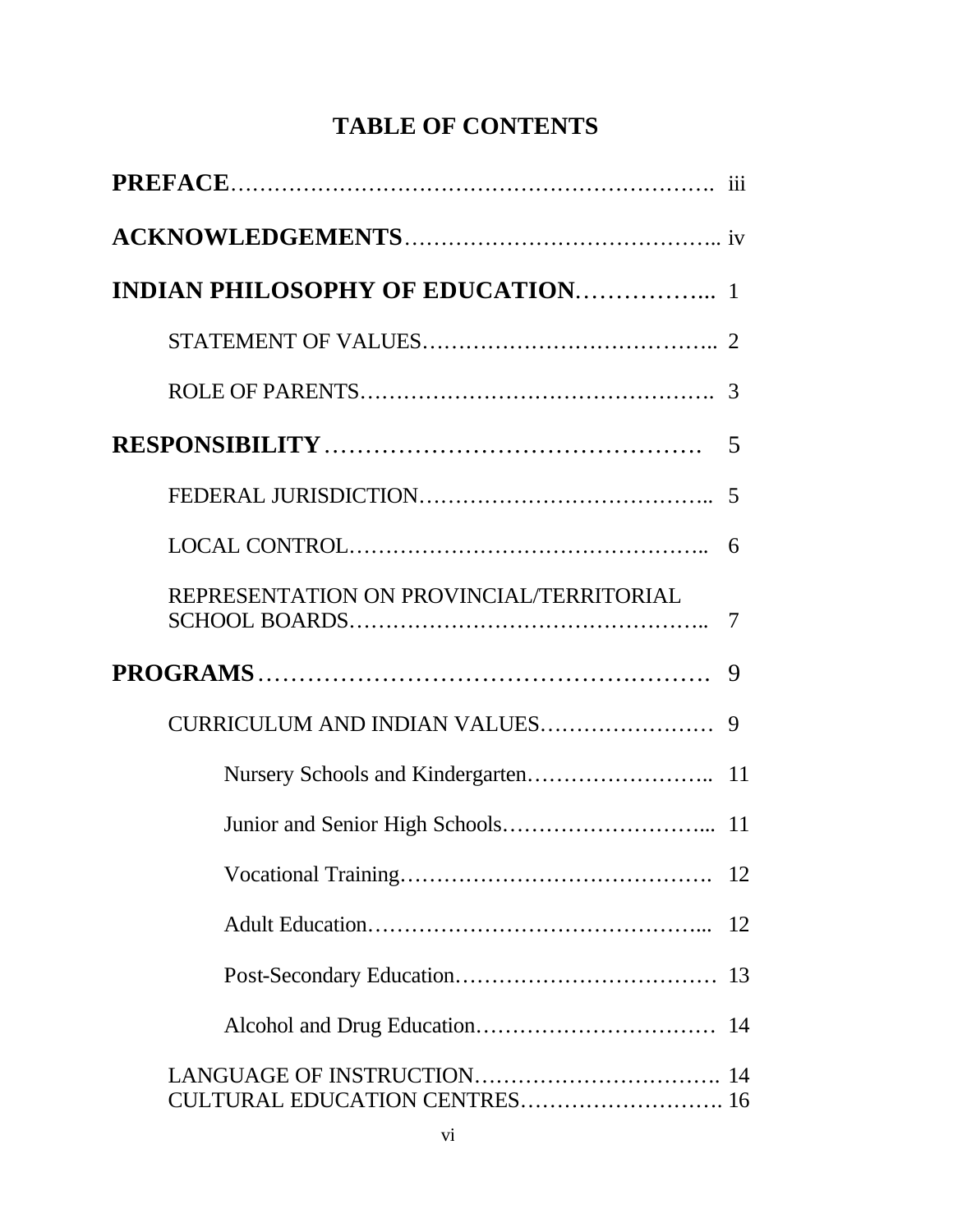# TABLE OF CONTENTS

**PREFACE**………………………………………………………. iii

**ACKNOWLEDGEMENTS**…………………………………….. iv

**INDIAN PHILOSOPHY OF EDUCATION**……………... 1

STATEMENT OF VALUES………………………………….. 2

ROLE OF PARENTS………………………………………. 3

**RESPONSIBILITY**………………………………………. 5

FEDERAL JURISDICTION……………………………….. 5

LOCAL CONTROL……………………………………….. 6

REPRESENTATION ON PROVINCIAL/TERRITORIAL SCHOOL BOARDS……………………………………….. 7

**PROGRAMS**……………………………………………. 9

CURRICULUM AND INDIAN VALUES…………………… 9

Nursery Schools and Kindergarten…………………….. 11

Junior and Senior High Schools………………………... 11

Vocational Training………………………………….. 12

Adult Education……………………………………... 12

Post-Secondary Education……………………………… 13

Alcohol and Drug Education…………………………… 14

LANGUAGE OF INSTRUCTION……………………………. 14

CULTURAL EDUCATION CENTRES………………………. 16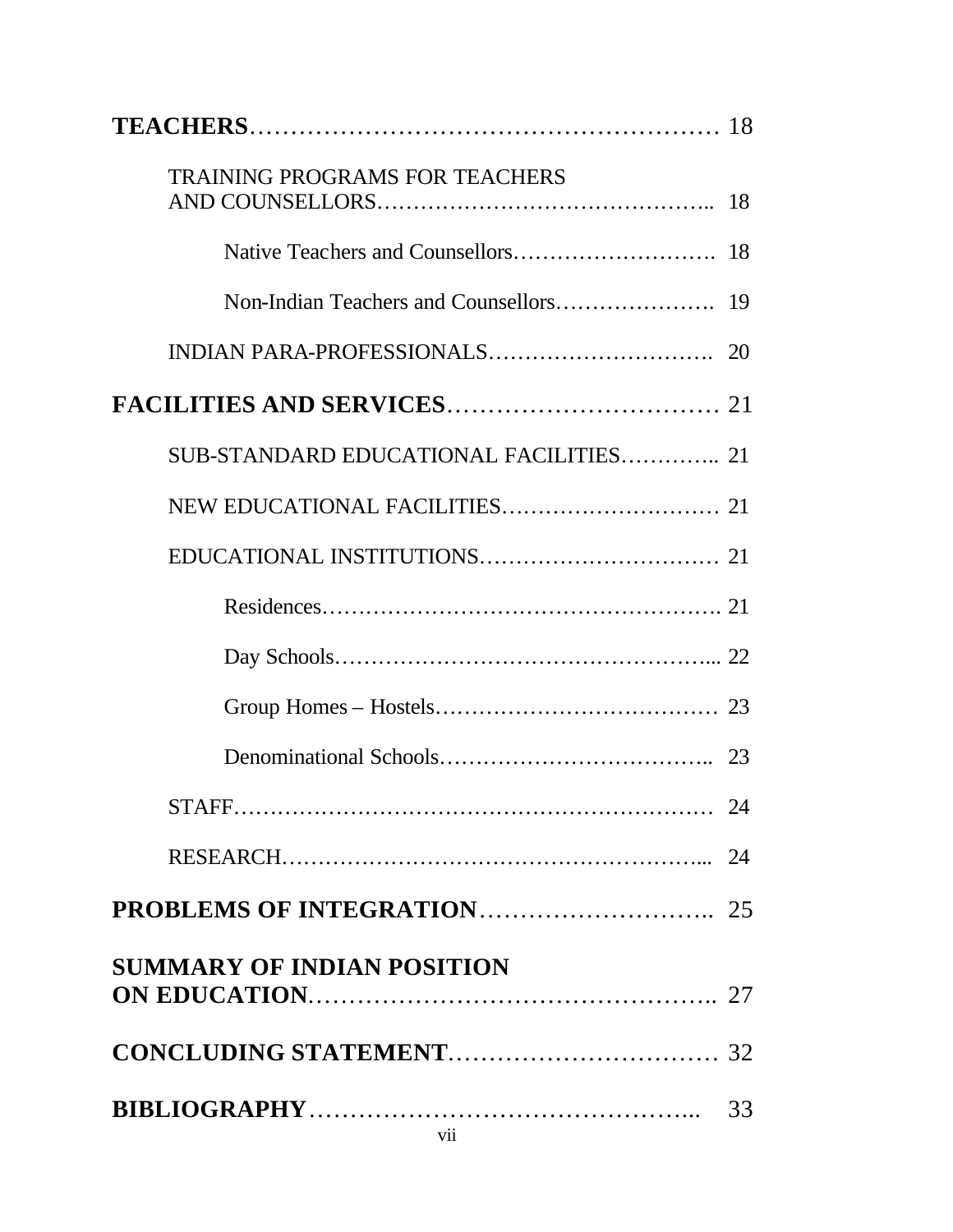**TEACHERS** ........................................................ 18

- TRAINING PROGRAMS FOR TEACHERS AND COUNSELLORS ........................................... 18
  - Native Teachers and Counsellors .......................... 18
  - Non-Indian Teachers and Counsellors .................... 19
- INDIAN PARA-PROFESSIONALS ............................ 20

**FACILITIES AND SERVICES** ................................ 21

- SUB-STANDARD EDUCATIONAL FACILITIES ............ 21
- NEW EDUCATIONAL FACILITIES ............................ 21
- EDUCATIONAL INSTITUTIONS ............................... 21
  - Residences ................................................ 21
  - Day Schools .............................................. 22
  - Group Homes – Hostels ...................................... 23
  - Denominational Schools ................................... 23
- STAFF ............................................................ 24
- RESEARCH ........................................................ 24

**PROBLEMS OF INTEGRATION** ........................... 25

**SUMMARY OF INDIAN POSITION ON EDUCATION** ................................................ 27

**CONCLUDING STATEMENT** ................................ 32

**BIBLIOGRAPHY** ............................................ 33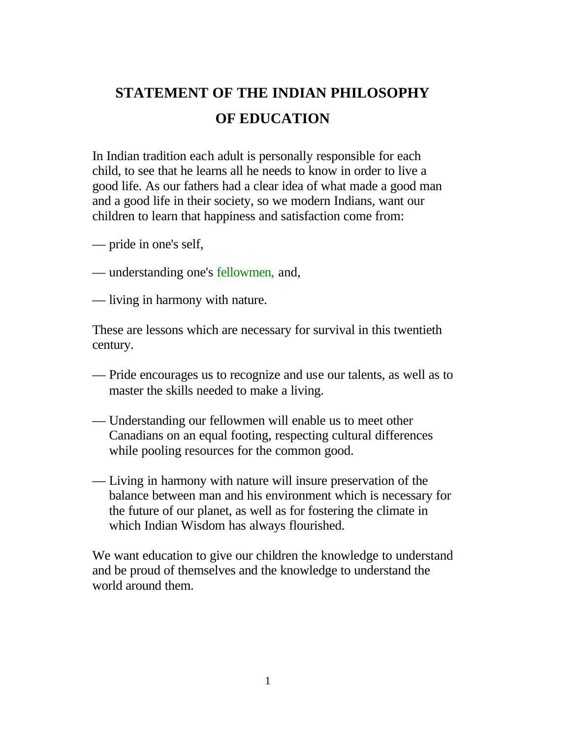# STATEMENT OF THE INDIAN PHILOSOPHY OF EDUCATION

In Indian tradition each adult is personally responsible for each child, to see that he learns all he needs to know in order to live a good life. As our fathers had a clear idea of what made a good man and a good life in their society, so we modern Indians, want our children to learn that happiness and satisfaction come from:

— pride in one's self,

— understanding one's fellowmen, and,

— living in harmony with nature.

These are lessons which are necessary for survival in this twentieth century.

— Pride encourages us to recognize and use our talents, as well as to master the skills needed to make a living.

— Understanding our fellowmen will enable us to meet other Canadians on an equal footing, respecting cultural differences while pooling resources for the common good.

— Living in harmony with nature will insure preservation of the balance between man and his environment which is necessary for the future of our planet, as well as for fostering the climate in which Indian Wisdom has always flourished.

We want education to give our children the knowledge to understand and be proud of themselves and the knowledge to understand the world around them.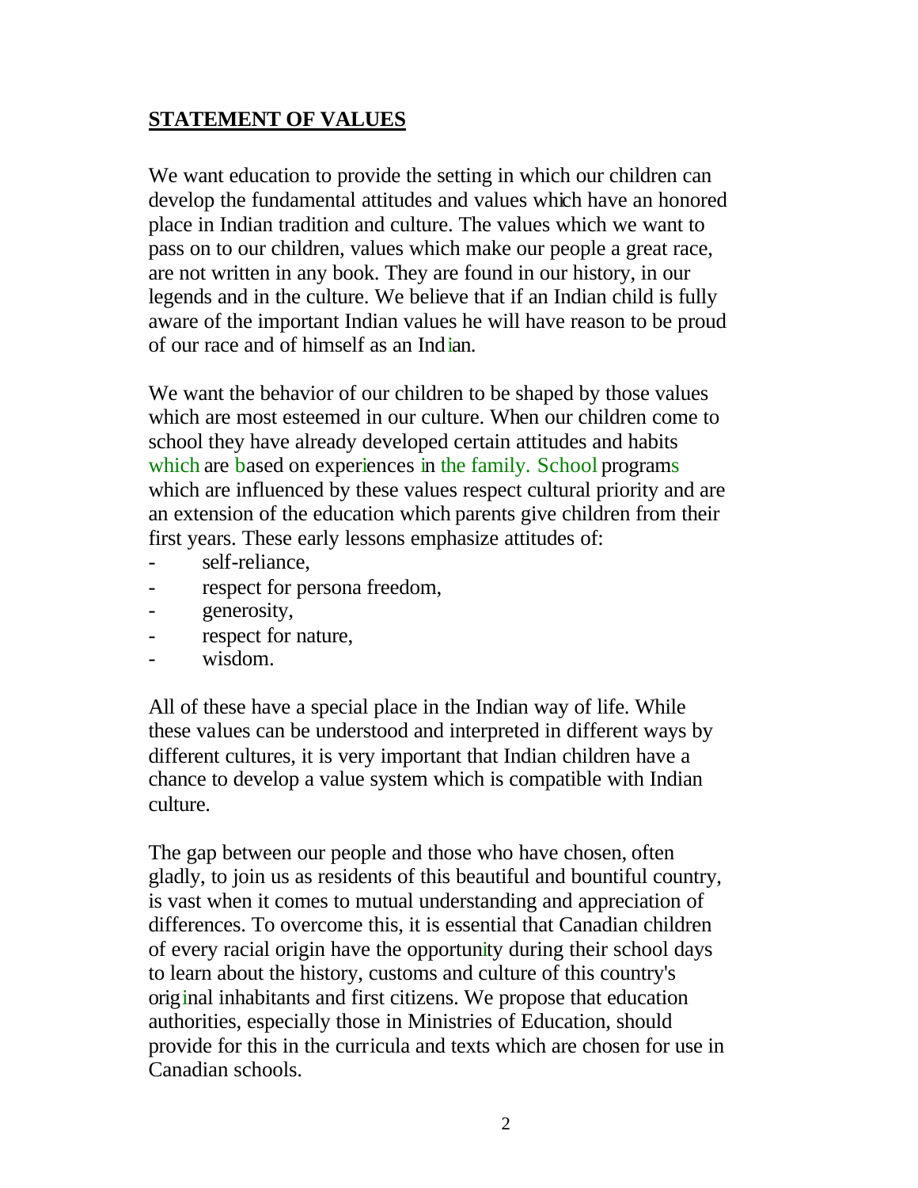## **STATEMENT OF VALUES**

We want education to provide the setting in which our children can develop the fundamental attitudes and values which have an honored place in Indian tradition and culture. The values which we want to pass on to our children, values which make our people a great race, are not written in any book. They are found in our history, in our legends and in the culture. We believe that if an Indian child is fully aware of the important Indian values he will have reason to be proud of our race and of himself as an Indian.

We want the behavior of our children to be shaped by those values which are most esteemed in our culture. When our children come to school they have already developed certain attitudes and habits which are based on experiences in the family. School programs which are influenced by these values respect cultural priority and are an extension of the education which parents give children from their first years. These early lessons emphasize attitudes of:

- self-reliance,
- respect for persona freedom,
- generosity,
- respect for nature,
- wisdom.

All of these have a special place in the Indian way of life. While these values can be understood and interpreted in different ways by different cultures, it is very important that Indian children have a chance to develop a value system which is compatible with Indian culture.

The gap between our people and those who have chosen, often gladly, to join us as residents of this beautiful and bountiful country, is vast when it comes to mutual understanding and appreciation of differences. To overcome this, it is essential that Canadian children of every racial origin have the opportunity during their school days to learn about the history, customs and culture of this country's original inhabitants and first citizens. We propose that education authorities, especially those in Ministries of Education, should provide for this in the curricula and texts which are chosen for use in Canadian schools.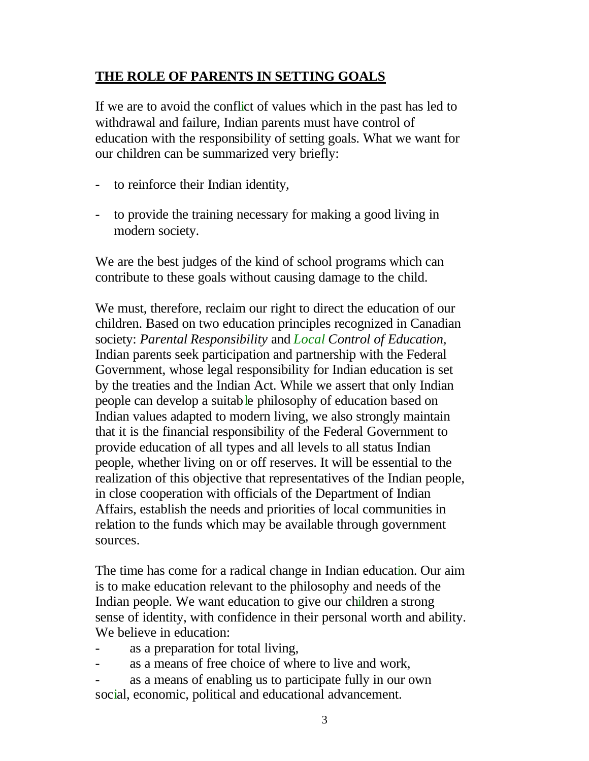## THE ROLE OF PARENTS IN SETTING GOALS

If we are to avoid the conflict of values which in the past has led to withdrawal and failure, Indian parents must have control of education with the responsibility of setting goals. What we want for our children can be summarized very briefly:

- to reinforce their Indian identity,
- to provide the training necessary for making a good living in modern society.

We are the best judges of the kind of school programs which can contribute to these goals without causing damage to the child.

We must, therefore, reclaim our right to direct the education of our children. Based on two education principles recognized in Canadian society: *Parental Responsibility* and *Local Control of Education,* Indian parents seek participation and partnership with the Federal Government, whose legal responsibility for Indian education is set by the treaties and the Indian Act. While we assert that only Indian people can develop a suitable philosophy of education based on Indian values adapted to modern living, we also strongly maintain that it is the financial responsibility of the Federal Government to provide education of all types and all levels to all status Indian people, whether living on or off reserves. It will be essential to the realization of this objective that representatives of the Indian people, in close cooperation with officials of the Department of Indian Affairs, establish the needs and priorities of local communities in relation to the funds which may be available through government sources.

The time has come for a radical change in Indian education. Our aim is to make education relevant to the philosophy and needs of the Indian people. We want education to give our children a strong sense of identity, with confidence in their personal worth and ability. We believe in education:

- as a preparation for total living,
- as a means of free choice of where to live and work,
- as a means of enabling us to participate fully in our own social, economic, political and educational advancement.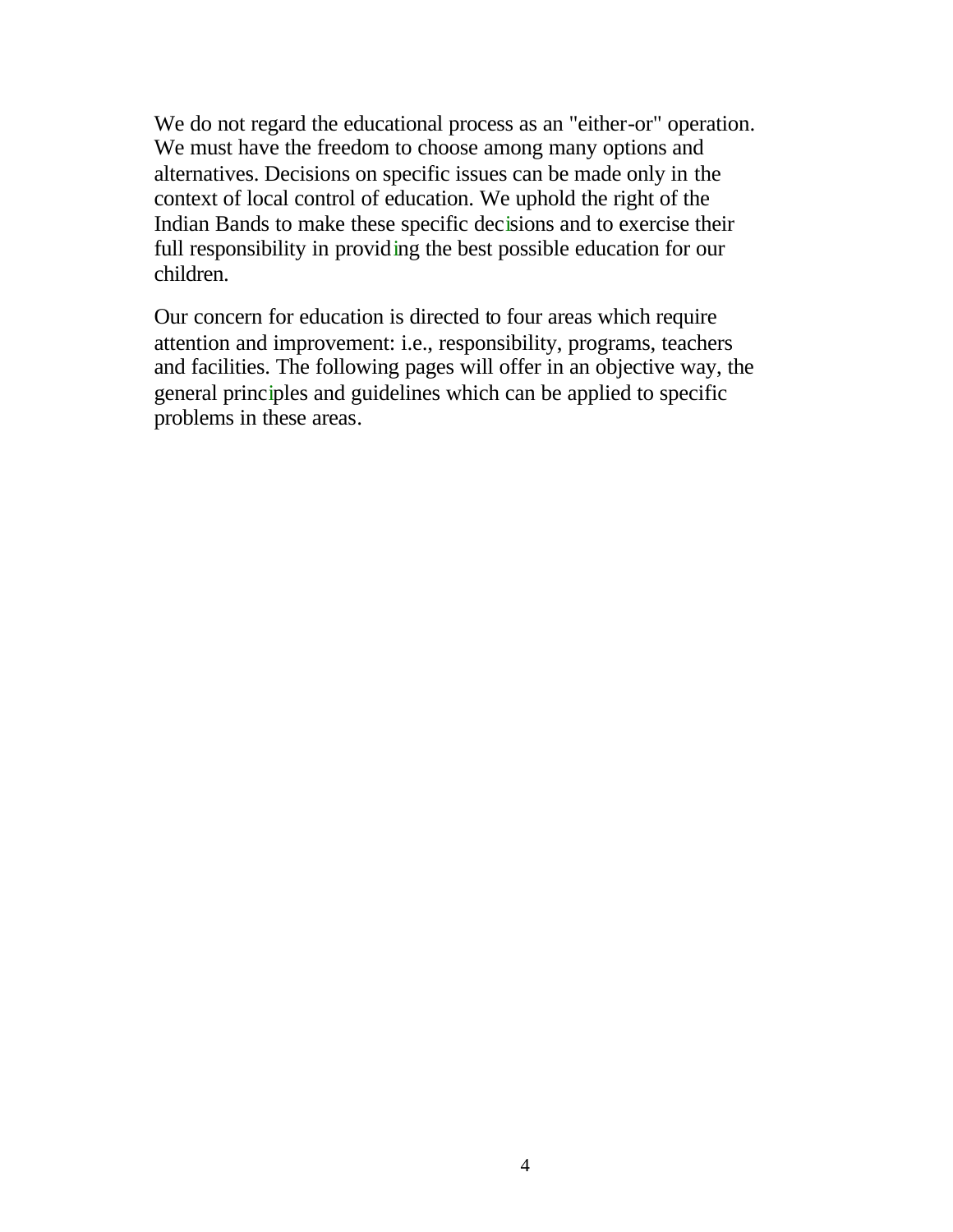We do not regard the educational process as an "either-or" operation. We must have the freedom to choose among many options and alternatives. Decisions on specific issues can be made only in the context of local control of education. We uphold the right of the Indian Bands to make these specific decisions and to exercise their full responsibility in providing the best possible education for our children.

Our concern for education is directed to four areas which require attention and improvement: i.e., responsibility, programs, teachers and facilities. The following pages will offer in an objective way, the general principles and guidelines which can be applied to specific problems in these areas.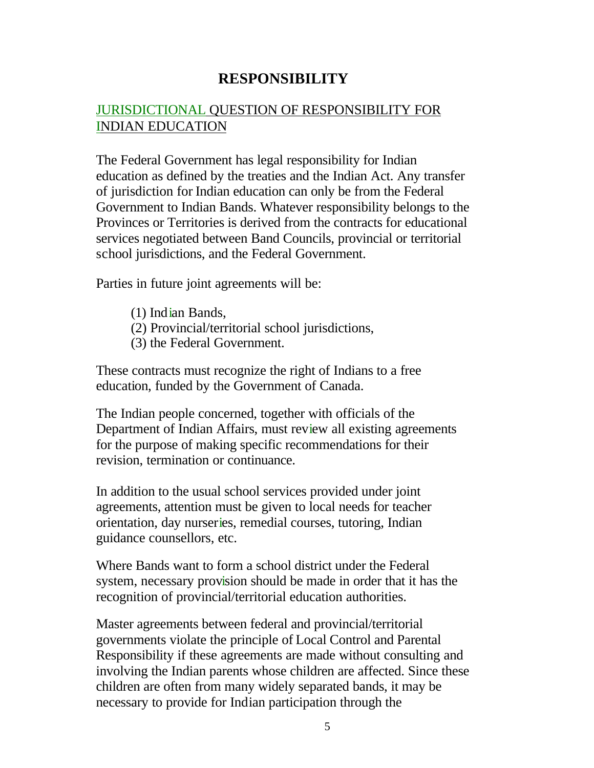# RESPONSIBILITY

## JURISDICTIONAL QUESTION OF RESPONSIBILITY FOR INDIAN EDUCATION

The Federal Government has legal responsibility for Indian education as defined by the treaties and the Indian Act. Any transfer of jurisdiction for Indian education can only be from the Federal Government to Indian Bands. Whatever responsibility belongs to the Provinces or Territories is derived from the contracts for educational services negotiated between Band Councils, provincial or territorial school jurisdictions, and the Federal Government.

Parties in future joint agreements will be:

(1) Indian Bands,
(2) Provincial/territorial school jurisdictions,
(3) the Federal Government.

These contracts must recognize the right of Indians to a free education, funded by the Government of Canada.

The Indian people concerned, together with officials of the Department of Indian Affairs, must review all existing agreements for the purpose of making specific recommendations for their revision, termination or continuance.

In addition to the usual school services provided under joint agreements, attention must be given to local needs for teacher orientation, day nurseries, remedial courses, tutoring, Indian guidance counsellors, etc.

Where Bands want to form a school district under the Federal system, necessary provision should be made in order that it has the recognition of provincial/territorial education authorities.

Master agreements between federal and provincial/territorial governments violate the principle of Local Control and Parental Responsibility if these agreements are made without consulting and involving the Indian parents whose children are affected. Since these children are often from many widely separated bands, it may be necessary to provide for Indian participation through the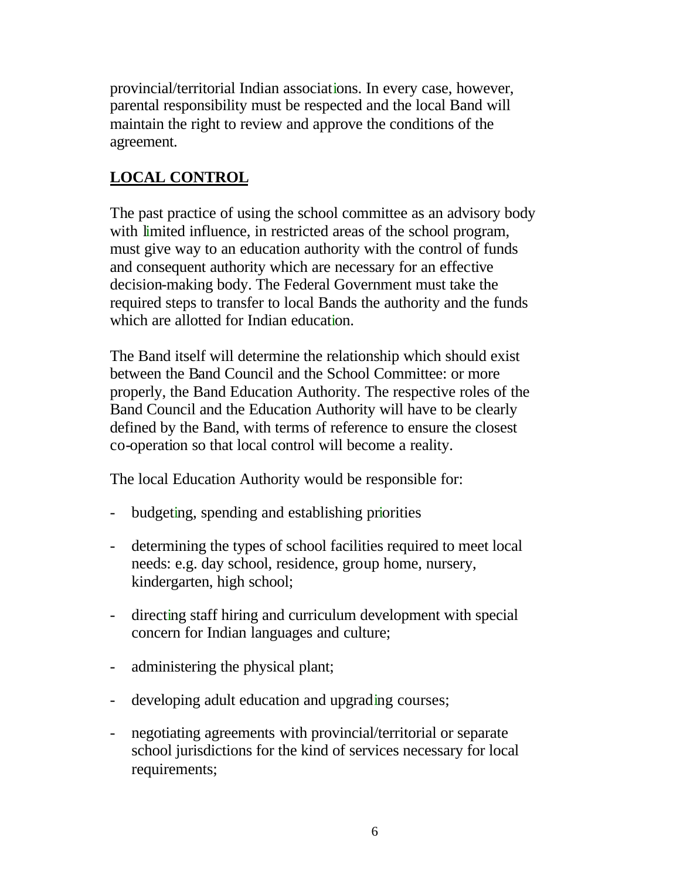provincial/territorial Indian associations. In every case, however, parental responsibility must be respected and the local Band will maintain the right to review and approve the conditions of the agreement.

## LOCAL CONTROL

The past practice of using the school committee as an advisory body with limited influence, in restricted areas of the school program, must give way to an education authority with the control of funds and consequent authority which are necessary for an effective decision-making body. The Federal Government must take the required steps to transfer to local Bands the authority and the funds which are allotted for Indian education.

The Band itself will determine the relationship which should exist between the Band Council and the School Committee: or more properly, the Band Education Authority. The respective roles of the Band Council and the Education Authority will have to be clearly defined by the Band, with terms of reference to ensure the closest co-operation so that local control will become a reality.

The local Education Authority would be responsible for:

- budgeting, spending and establishing priorities
- determining the types of school facilities required to meet local needs: e.g. day school, residence, group home, nursery, kindergarten, high school;
- directing staff hiring and curriculum development with special concern for Indian languages and culture;
- administering the physical plant;
- developing adult education and upgrading courses;
- negotiating agreements with provincial/territorial or separate school jurisdictions for the kind of services necessary for local requirements;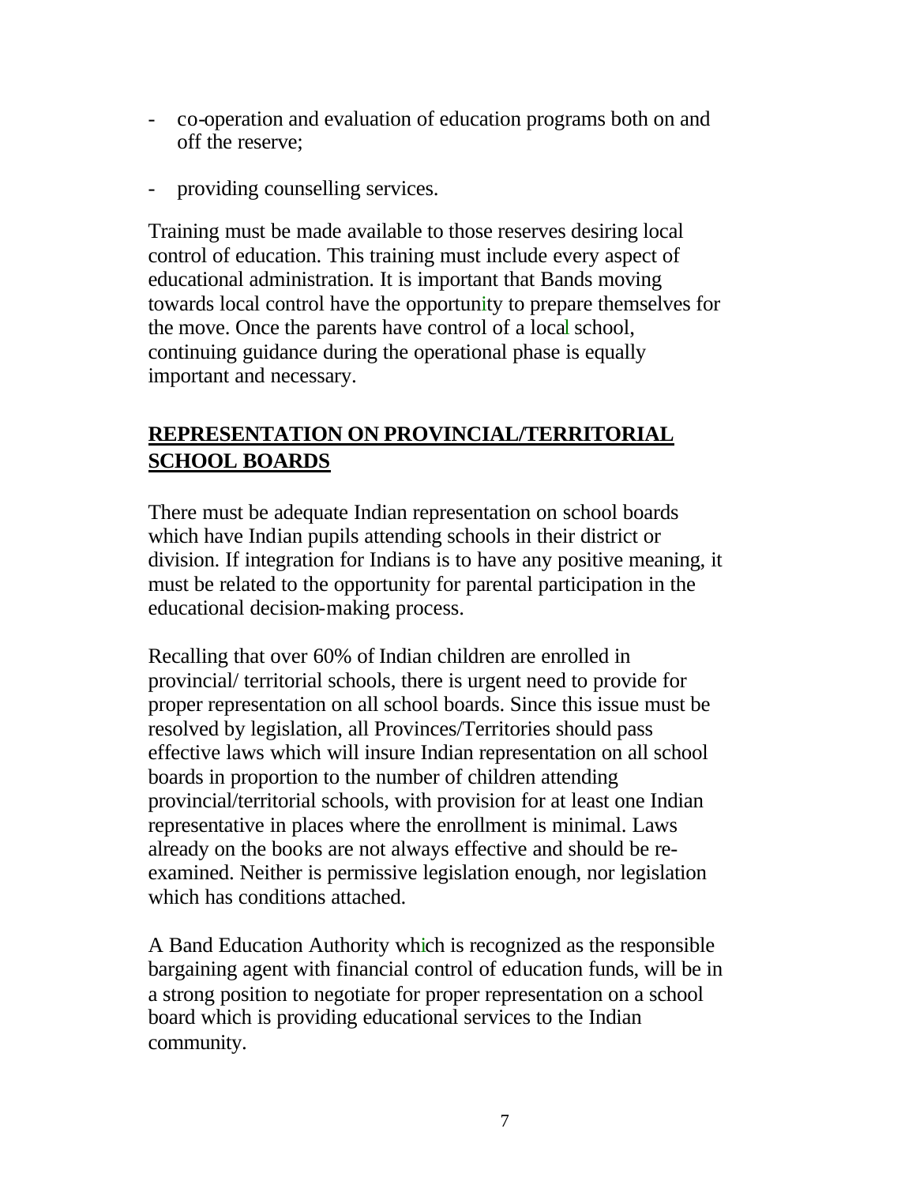- co-operation and evaluation of education programs both on and off the reserve;

- providing counselling services.

Training must be made available to those reserves desiring local control of education. This training must include every aspect of educational administration. It is important that Bands moving towards local control have the opportunity to prepare themselves for the move. Once the parents have control of a local school, continuing guidance during the operational phase is equally important and necessary.

## REPRESENTATION ON PROVINCIAL/TERRITORIAL SCHOOL BOARDS

There must be adequate Indian representation on school boards which have Indian pupils attending schools in their district or division. If integration for Indians is to have any positive meaning, it must be related to the opportunity for parental participation in the educational decision-making process.

Recalling that over 60% of Indian children are enrolled in provincial/ territorial schools, there is urgent need to provide for proper representation on all school boards. Since this issue must be resolved by legislation, all Provinces/Territories should pass effective laws which will insure Indian representation on all school boards in proportion to the number of children attending provincial/territorial schools, with provision for at least one Indian representative in places where the enrollment is minimal. Laws already on the books are not always effective and should be re-examined. Neither is permissive legislation enough, nor legislation which has conditions attached.

A Band Education Authority which is recognized as the responsible bargaining agent with financial control of education funds, will be in a strong position to negotiate for proper representation on a school board which is providing educational services to the Indian community.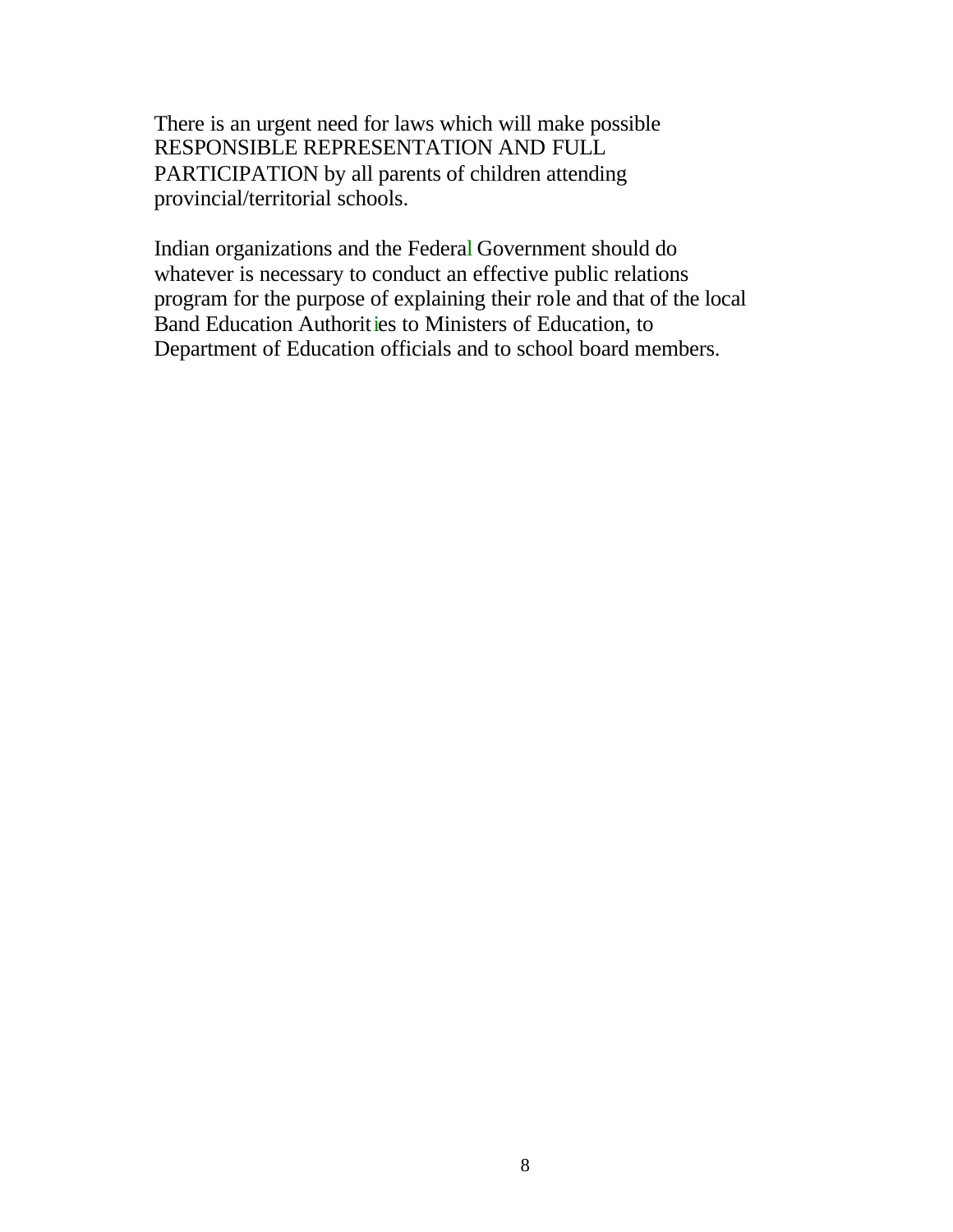There is an urgent need for laws which will make possible RESPONSIBLE REPRESENTATION AND FULL PARTICIPATION by all parents of children attending provincial/territorial schools.

Indian organizations and the Federal Government should do whatever is necessary to conduct an effective public relations program for the purpose of explaining their role and that of the local Band Education Authorities to Ministers of Education, to Department of Education officials and to school board members.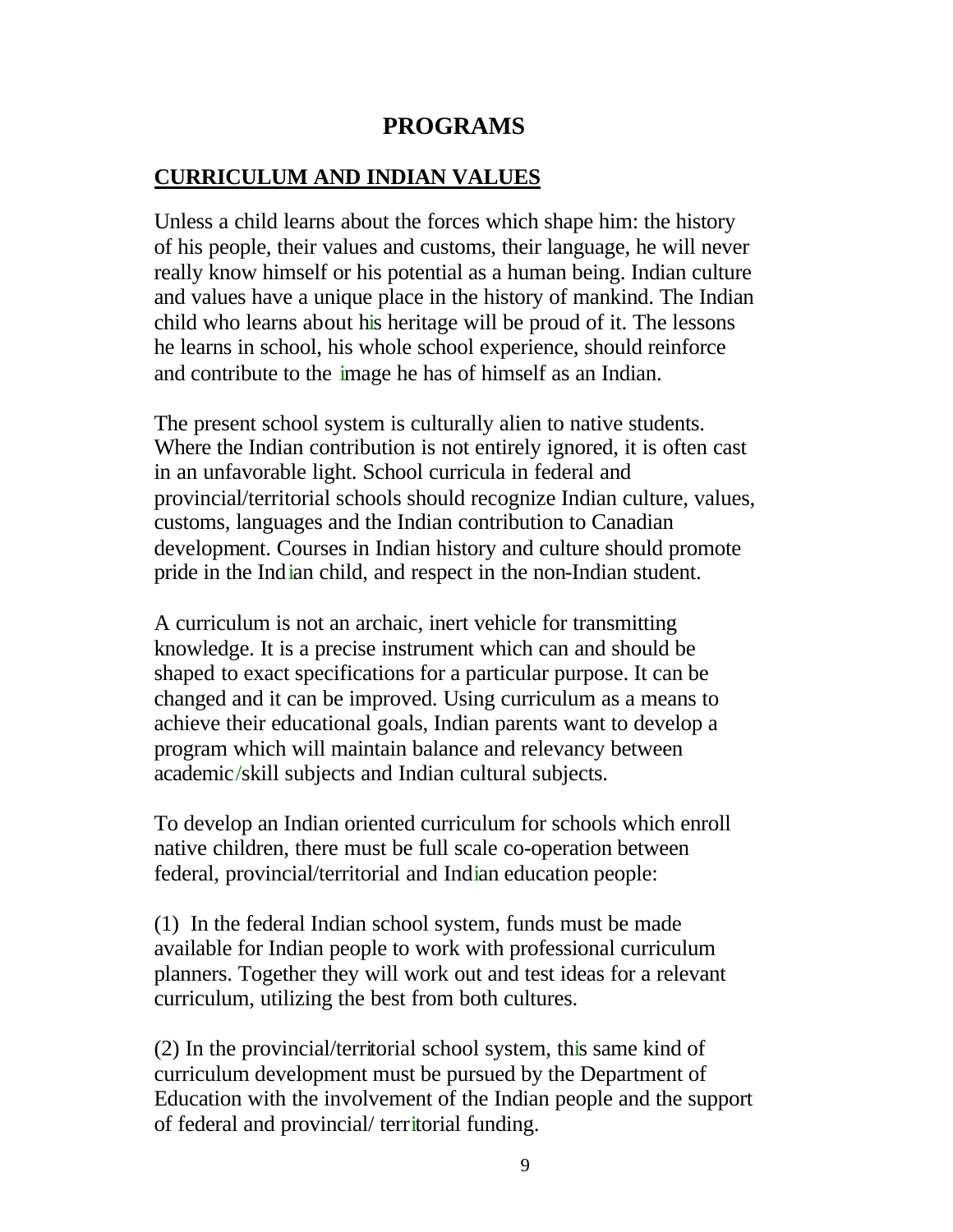# PROGRAMS

## CURRICULUM AND INDIAN VALUES

Unless a child learns about the forces which shape him: the history of his people, their values and customs, their language, he will never really know himself or his potential as a human being. Indian culture and values have a unique place in the history of mankind. The Indian child who learns about his heritage will be proud of it. The lessons he learns in school, his whole school experience, should reinforce and contribute to the image he has of himself as an Indian.

The present school system is culturally alien to native students. Where the Indian contribution is not entirely ignored, it is often cast in an unfavorable light. School curricula in federal and provincial/territorial schools should recognize Indian culture, values, customs, languages and the Indian contribution to Canadian development. Courses in Indian history and culture should promote pride in the Indian child, and respect in the non-Indian student.

A curriculum is not an archaic, inert vehicle for transmitting knowledge. It is a precise instrument which can and should be shaped to exact specifications for a particular purpose. It can be changed and it can be improved. Using curriculum as a means to achieve their educational goals, Indian parents want to develop a program which will maintain balance and relevancy between academic/skill subjects and Indian cultural subjects.

To develop an Indian oriented curriculum for schools which enroll native children, there must be full scale co-operation between federal, provincial/territorial and Indian education people:

(1) In the federal Indian school system, funds must be made available for Indian people to work with professional curriculum planners. Together they will work out and test ideas for a relevant curriculum, utilizing the best from both cultures.

(2) In the provincial/territorial school system, this same kind of curriculum development must be pursued by the Department of Education with the involvement of the Indian people and the support of federal and provincial/ territorial funding.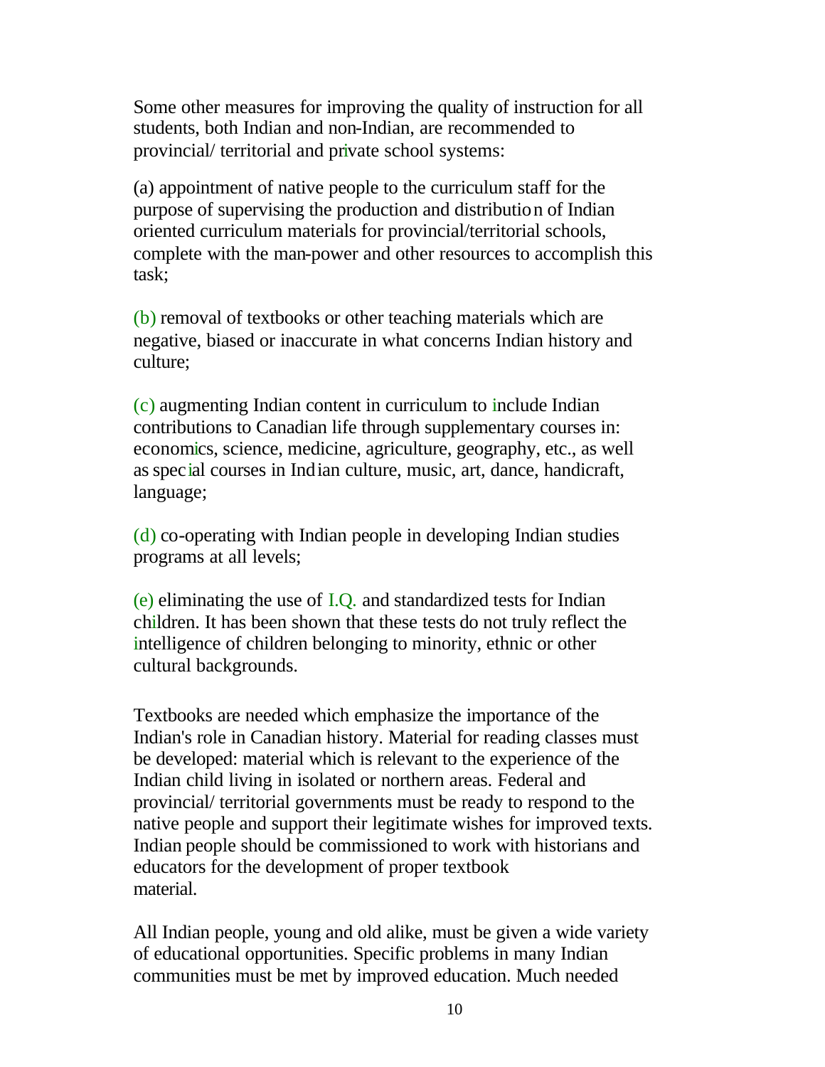Some other measures for improving the quality of instruction for all students, both Indian and non-Indian, are recommended to provincial/ territorial and private school systems:

(a) appointment of native people to the curriculum staff for the purpose of supervising the production and distribution of Indian oriented curriculum materials for provincial/territorial schools, complete with the man-power and other resources to accomplish this task;

(b) removal of textbooks or other teaching materials which are negative, biased or inaccurate in what concerns Indian history and culture;

(c) augmenting Indian content in curriculum to include Indian contributions to Canadian life through supplementary courses in: economics, science, medicine, agriculture, geography, etc., as well as special courses in Indian culture, music, art, dance, handicraft, language;

(d) co-operating with Indian people in developing Indian studies programs at all levels;

(e) eliminating the use of I.Q. and standardized tests for Indian children. It has been shown that these tests do not truly reflect the intelligence of children belonging to minority, ethnic or other cultural backgrounds.

Textbooks are needed which emphasize the importance of the Indian's role in Canadian history. Material for reading classes must be developed: material which is relevant to the experience of the Indian child living in isolated or northern areas. Federal and provincial/ territorial governments must be ready to respond to the native people and support their legitimate wishes for improved texts. Indian people should be commissioned to work with historians and educators for the development of proper textbook material.

All Indian people, young and old alike, must be given a wide variety of educational opportunities. Specific problems in many Indian communities must be met by improved education. Much needed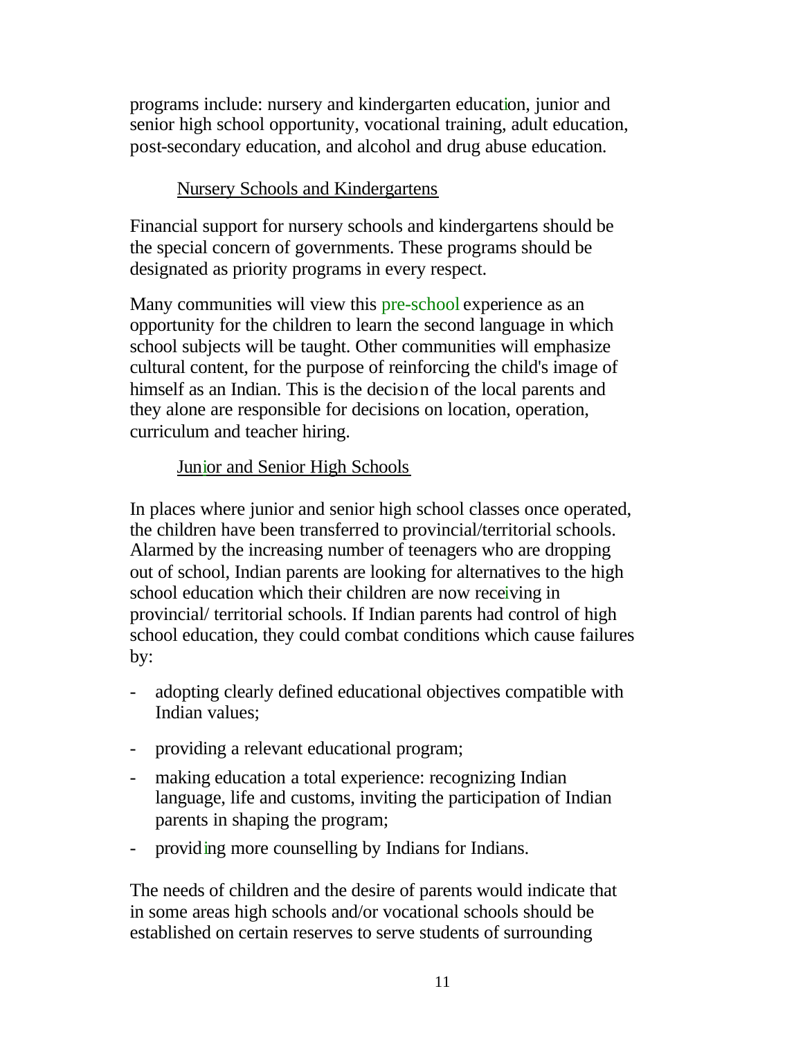programs include: nursery and kindergarten education, junior and senior high school opportunity, vocational training, adult education, post-secondary education, and alcohol and drug abuse education.

## Nursery Schools and Kindergartens

Financial support for nursery schools and kindergartens should be the special concern of governments. These programs should be designated as priority programs in every respect.

Many communities will view this pre-school experience as an opportunity for the children to learn the second language in which school subjects will be taught. Other communities will emphasize cultural content, for the purpose of reinforcing the child's image of himself as an Indian. This is the decision of the local parents and they alone are responsible for decisions on location, operation, curriculum and teacher hiring.

## Junior and Senior High Schools

In places where junior and senior high school classes once operated, the children have been transferred to provincial/territorial schools. Alarmed by the increasing number of teenagers who are dropping out of school, Indian parents are looking for alternatives to the high school education which their children are now receiving in provincial/ territorial schools. If Indian parents had control of high school education, they could combat conditions which cause failures by:

- adopting clearly defined educational objectives compatible with Indian values;
- providing a relevant educational program;
- making education a total experience: recognizing Indian language, life and customs, inviting the participation of Indian parents in shaping the program;
- providing more counselling by Indians for Indians.

The needs of children and the desire of parents would indicate that in some areas high schools and/or vocational schools should be established on certain reserves to serve students of surrounding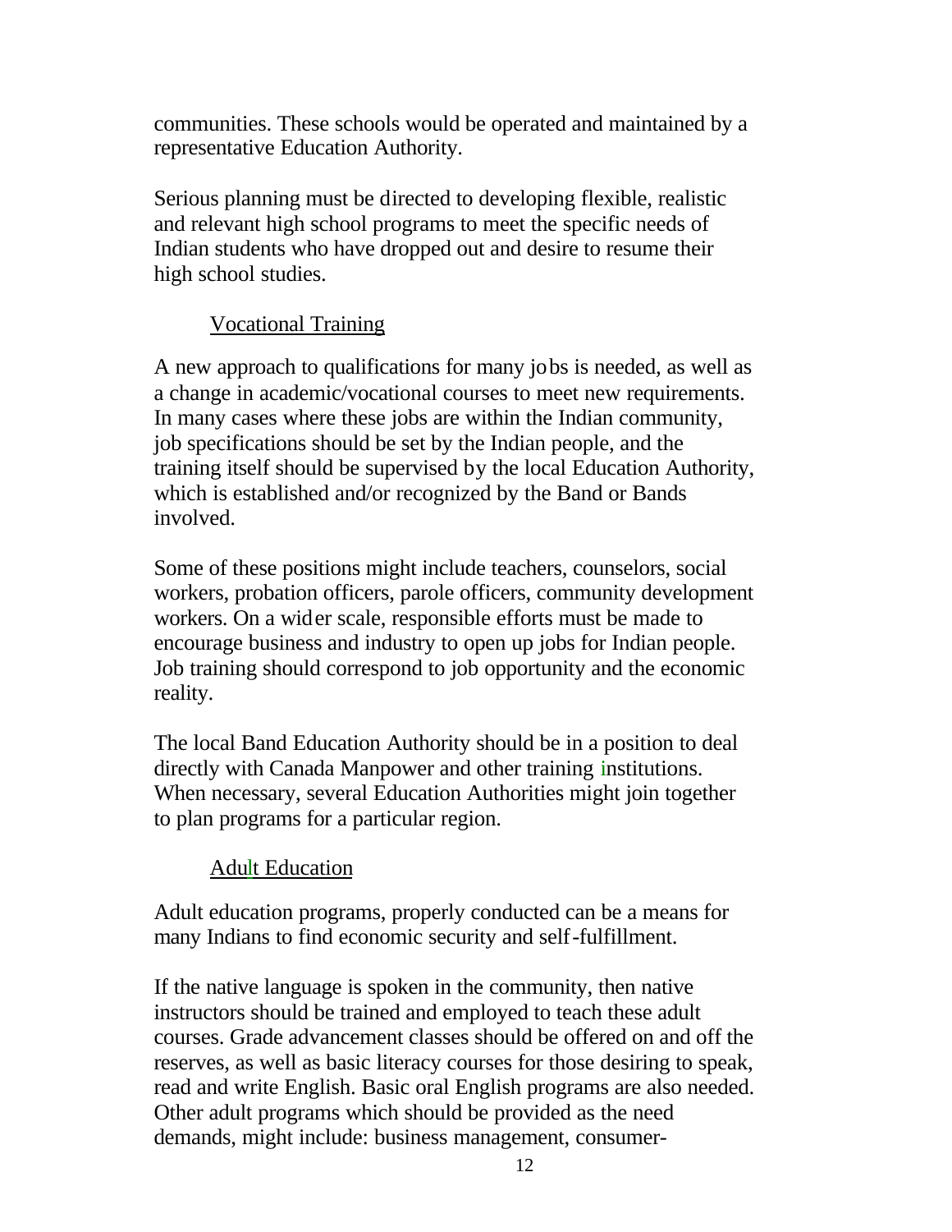communities. These schools would be operated and maintained by a representative Education Authority.

Serious planning must be directed to developing flexible, realistic and relevant high school programs to meet the specific needs of Indian students who have dropped out and desire to resume their high school studies.

### Vocational Training

A new approach to qualifications for many jobs is needed, as well as a change in academic/vocational courses to meet new requirements. In many cases where these jobs are within the Indian community, job specifications should be set by the Indian people, and the training itself should be supervised by the local Education Authority, which is established and/or recognized by the Band or Bands involved.

Some of these positions might include teachers, counselors, social workers, probation officers, parole officers, community development workers. On a wider scale, responsible efforts must be made to encourage business and industry to open up jobs for Indian people. Job training should correspond to job opportunity and the economic reality.

The local Band Education Authority should be in a position to deal directly with Canada Manpower and other training institutions. When necessary, several Education Authorities might join together to plan programs for a particular region.

### Adult Education

Adult education programs, properly conducted can be a means for many Indians to find economic security and self-fulfillment.

If the native language is spoken in the community, then native instructors should be trained and employed to teach these adult courses. Grade advancement classes should be offered on and off the reserves, as well as basic literacy courses for those desiring to speak, read and write English. Basic oral English programs are also needed. Other adult programs which should be provided as the need demands, might include: business management, consumer-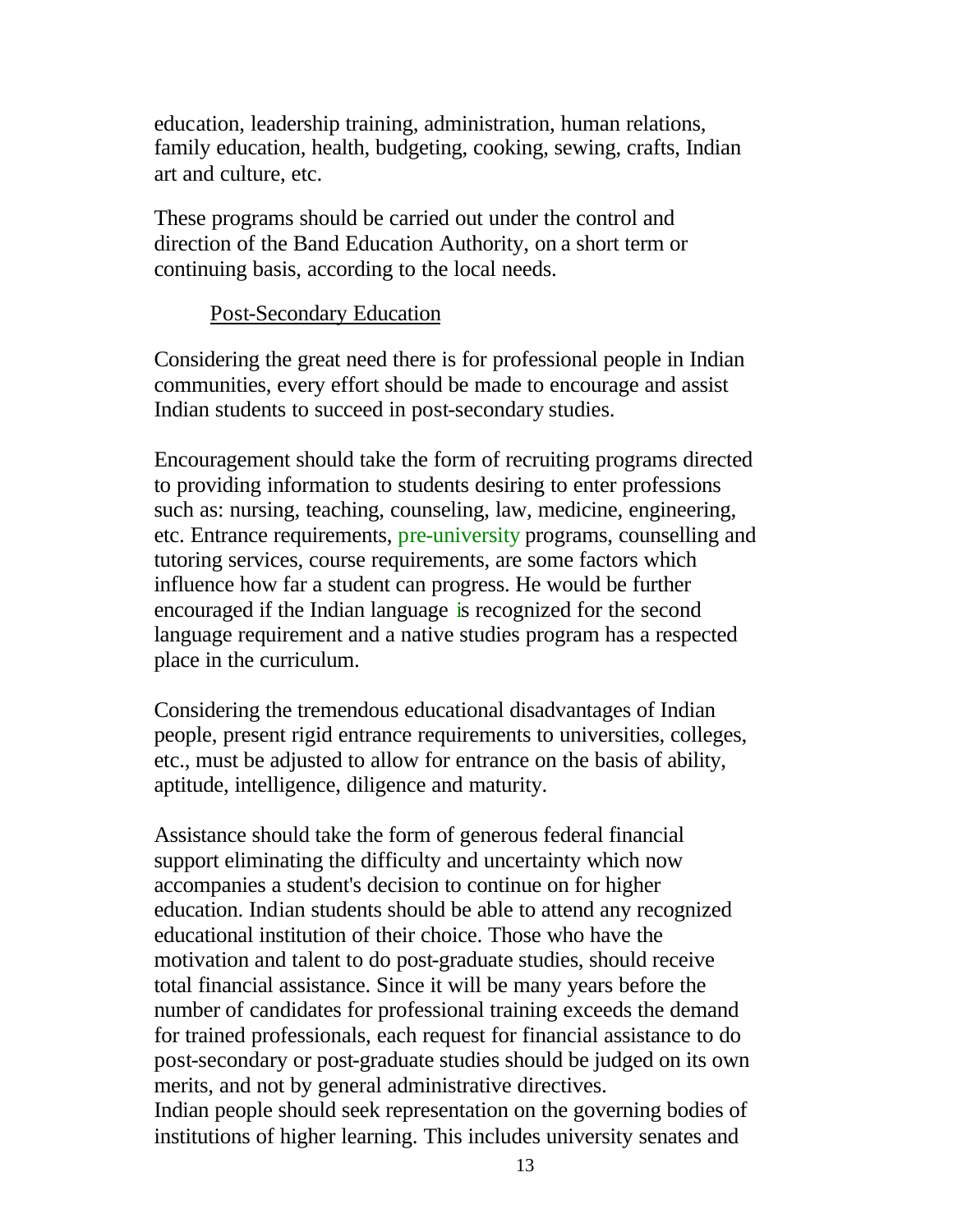education, leadership training, administration, human relations, family education, health, budgeting, cooking, sewing, crafts, Indian art and culture, etc.

These programs should be carried out under the control and direction of the Band Education Authority, on a short term or continuing basis, according to the local needs.

## Post-Secondary Education

Considering the great need there is for professional people in Indian communities, every effort should be made to encourage and assist Indian students to succeed in post-secondary studies.

Encouragement should take the form of recruiting programs directed to providing information to students desiring to enter professions such as: nursing, teaching, counseling, law, medicine, engineering, etc. Entrance requirements, pre-university programs, counselling and tutoring services, course requirements, are some factors which influence how far a student can progress. He would be further encouraged if the Indian language is recognized for the second language requirement and a native studies program has a respected place in the curriculum.

Considering the tremendous educational disadvantages of Indian people, present rigid entrance requirements to universities, colleges, etc., must be adjusted to allow for entrance on the basis of ability, aptitude, intelligence, diligence and maturity.

Assistance should take the form of generous federal financial support eliminating the difficulty and uncertainty which now accompanies a student's decision to continue on for higher education. Indian students should be able to attend any recognized educational institution of their choice. Those who have the motivation and talent to do post-graduate studies, should receive total financial assistance. Since it will be many years before the number of candidates for professional training exceeds the demand for trained professionals, each request for financial assistance to do post-secondary or post-graduate studies should be judged on its own merits, and not by general administrative directives.

Indian people should seek representation on the governing bodies of institutions of higher learning. This includes university senates and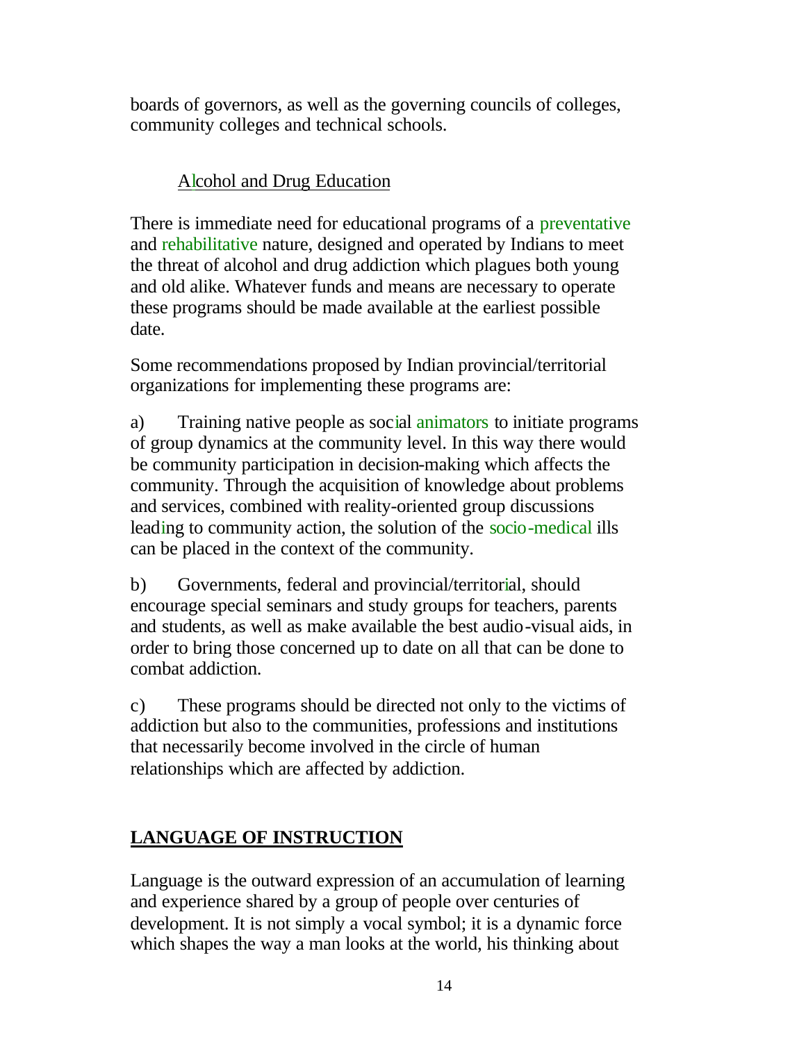boards of governors, as well as the governing councils of colleges, community colleges and technical schools.

### Alcohol and Drug Education

There is immediate need for educational programs of a preventative and rehabilitative nature, designed and operated by Indians to meet the threat of alcohol and drug addiction which plagues both young and old alike. Whatever funds and means are necessary to operate these programs should be made available at the earliest possible date.

Some recommendations proposed by Indian provincial/territorial organizations for implementing these programs are:

a) Training native people as social animators to initiate programs of group dynamics at the community level. In this way there would be community participation in decision-making which affects the community. Through the acquisition of knowledge about problems and services, combined with reality-oriented group discussions leading to community action, the solution of the socio-medical ills can be placed in the context of the community.

b) Governments, federal and provincial/territorial, should encourage special seminars and study groups for teachers, parents and students, as well as make available the best audio-visual aids, in order to bring those concerned up to date on all that can be done to combat addiction.

c) These programs should be directed not only to the victims of addiction but also to the communities, professions and institutions that necessarily become involved in the circle of human relationships which are affected by addiction.

## LANGUAGE OF INSTRUCTION

Language is the outward expression of an accumulation of learning and experience shared by a group of people over centuries of development. It is not simply a vocal symbol; it is a dynamic force which shapes the way a man looks at the world, his thinking about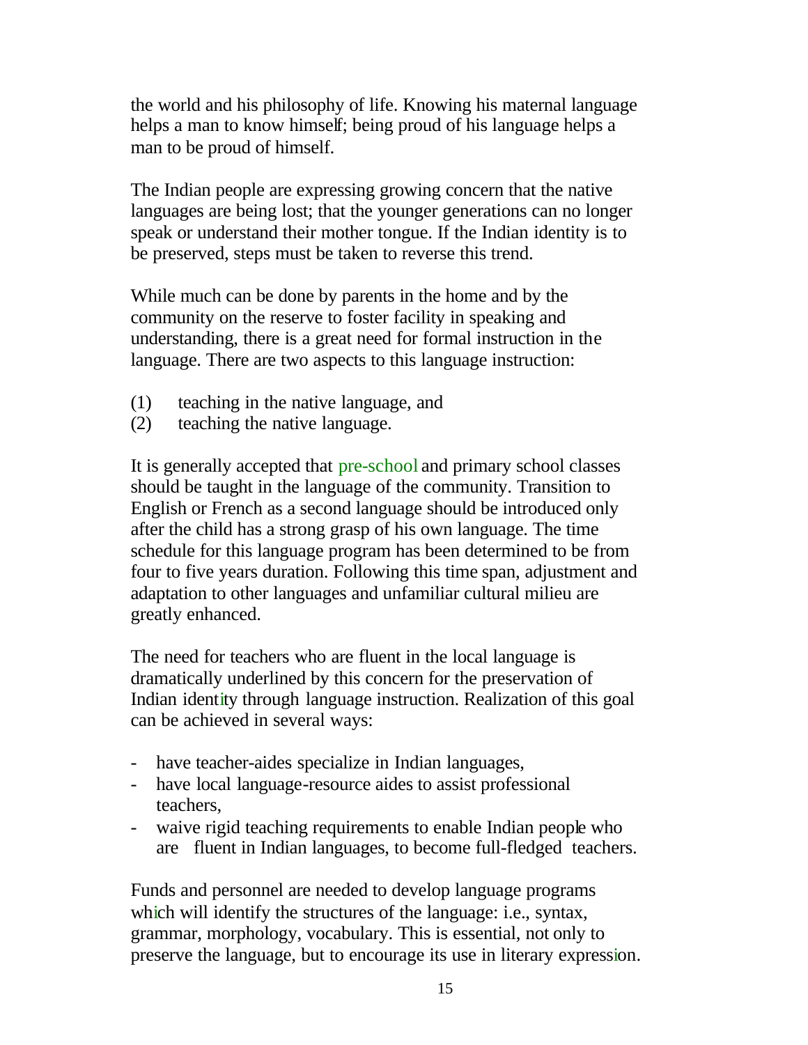the world and his philosophy of life. Knowing his maternal language helps a man to know himself; being proud of his language helps a man to be proud of himself.

The Indian people are expressing growing concern that the native languages are being lost; that the younger generations can no longer speak or understand their mother tongue. If the Indian identity is to be preserved, steps must be taken to reverse this trend.

While much can be done by parents in the home and by the community on the reserve to foster facility in speaking and understanding, there is a great need for formal instruction in the language. There are two aspects to this language instruction:

(1) teaching in the native language, and
(2) teaching the native language.

It is generally accepted that pre-school and primary school classes should be taught in the language of the community. Transition to English or French as a second language should be introduced only after the child has a strong grasp of his own language. The time schedule for this language program has been determined to be from four to five years duration. Following this time span, adjustment and adaptation to other languages and unfamiliar cultural milieu are greatly enhanced.

The need for teachers who are fluent in the local language is dramatically underlined by this concern for the preservation of Indian identity through language instruction. Realization of this goal can be achieved in several ways:

- have teacher-aides specialize in Indian languages,
- have local language-resource aides to assist professional teachers,
- waive rigid teaching requirements to enable Indian people who are fluent in Indian languages, to become full-fledged teachers.

Funds and personnel are needed to develop language programs which will identify the structures of the language: i.e., syntax, grammar, morphology, vocabulary. This is essential, not only to preserve the language, but to encourage its use in literary expression.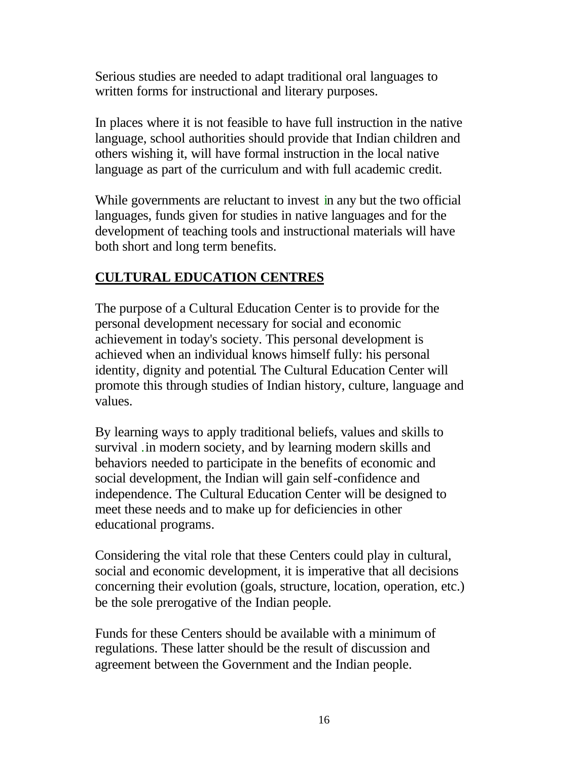Serious studies are needed to adapt traditional oral languages to written forms for instructional and literary purposes.

In places where it is not feasible to have full instruction in the native language, school authorities should provide that Indian children and others wishing it, will have formal instruction in the local native language as part of the curriculum and with full academic credit.

While governments are reluctant to invest in any but the two official languages, funds given for studies in native languages and for the development of teaching tools and instructional materials will have both short and long term benefits.

## CULTURAL EDUCATION CENTRES

The purpose of a Cultural Education Center is to provide for the personal development necessary for social and economic achievement in today's society. This personal development is achieved when an individual knows himself fully: his personal identity, dignity and potential. The Cultural Education Center will promote this through studies of Indian history, culture, language and values.

By learning ways to apply traditional beliefs, values and skills to survival in modern society, and by learning modern skills and behaviors needed to participate in the benefits of economic and social development, the Indian will gain self-confidence and independence. The Cultural Education Center will be designed to meet these needs and to make up for deficiencies in other educational programs.

Considering the vital role that these Centers could play in cultural, social and economic development, it is imperative that all decisions concerning their evolution (goals, structure, location, operation, etc.) be the sole prerogative of the Indian people.

Funds for these Centers should be available with a minimum of regulations. These latter should be the result of discussion and agreement between the Government and the Indian people.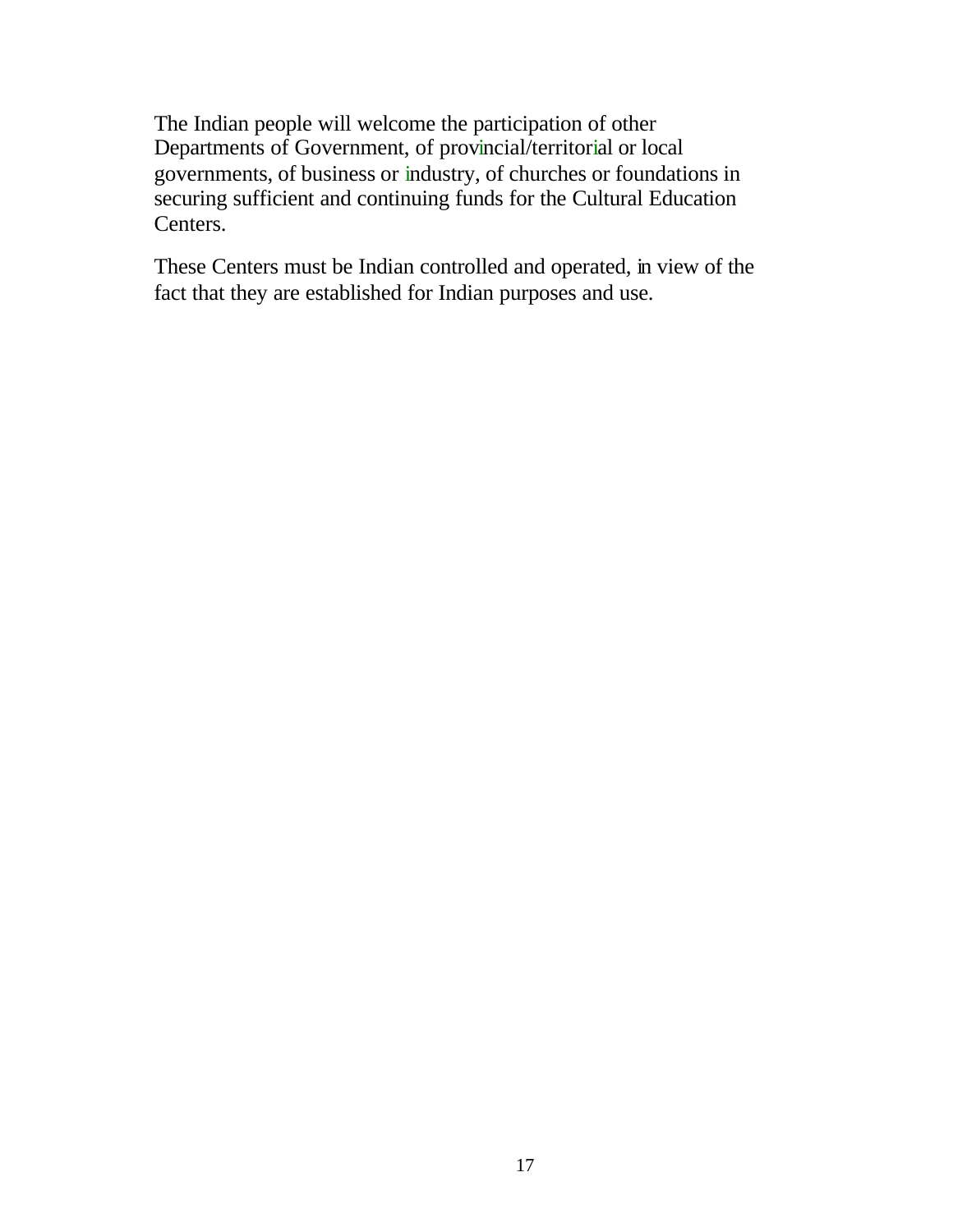The Indian people will welcome the participation of other Departments of Government, of provincial/territorial or local governments, of business or industry, of churches or foundations in securing sufficient and continuing funds for the Cultural Education Centers.

These Centers must be Indian controlled and operated, in view of the fact that they are established for Indian purposes and use.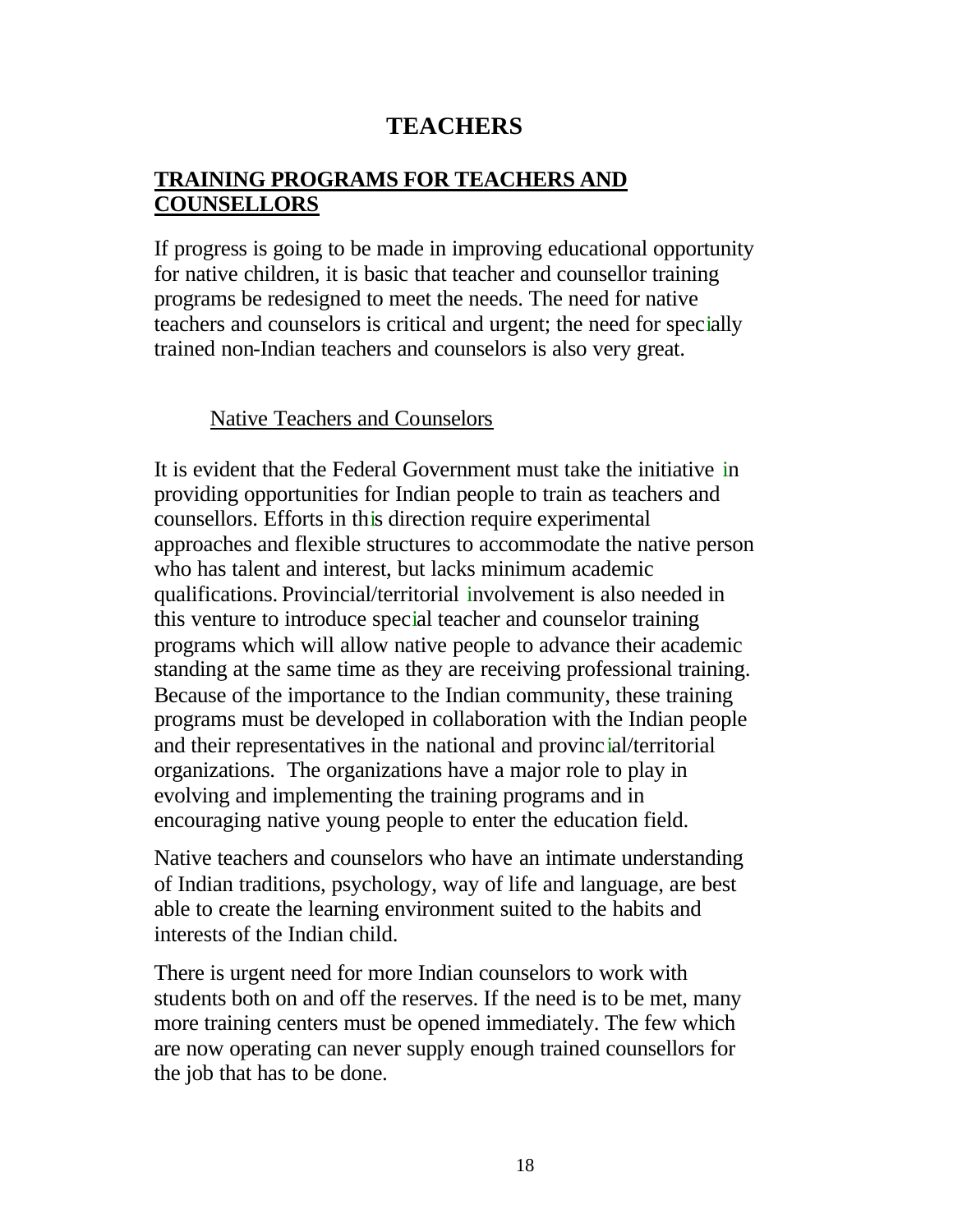# TEACHERS

## TRAINING PROGRAMS FOR TEACHERS AND COUNSELLORS

If progress is going to be made in improving educational opportunity for native children, it is basic that teacher and counsellor training programs be redesigned to meet the needs. The need for native teachers and counselors is critical and urgent; the need for specially trained non-Indian teachers and counselors is also very great.

### Native Teachers and Counselors

It is evident that the Federal Government must take the initiative in providing opportunities for Indian people to train as teachers and counsellors. Efforts in this direction require experimental approaches and flexible structures to accommodate the native person who has talent and interest, but lacks minimum academic qualifications. Provincial/territorial involvement is also needed in this venture to introduce special teacher and counselor training programs which will allow native people to advance their academic standing at the same time as they are receiving professional training. Because of the importance to the Indian community, these training programs must be developed in collaboration with the Indian people and their representatives in the national and provincial/territorial organizations. The organizations have a major role to play in evolving and implementing the training programs and in encouraging native young people to enter the education field.

Native teachers and counselors who have an intimate understanding of Indian traditions, psychology, way of life and language, are best able to create the learning environment suited to the habits and interests of the Indian child.

There is urgent need for more Indian counselors to work with students both on and off the reserves. If the need is to be met, many more training centers must be opened immediately. The few which are now operating can never supply enough trained counsellors for the job that has to be done.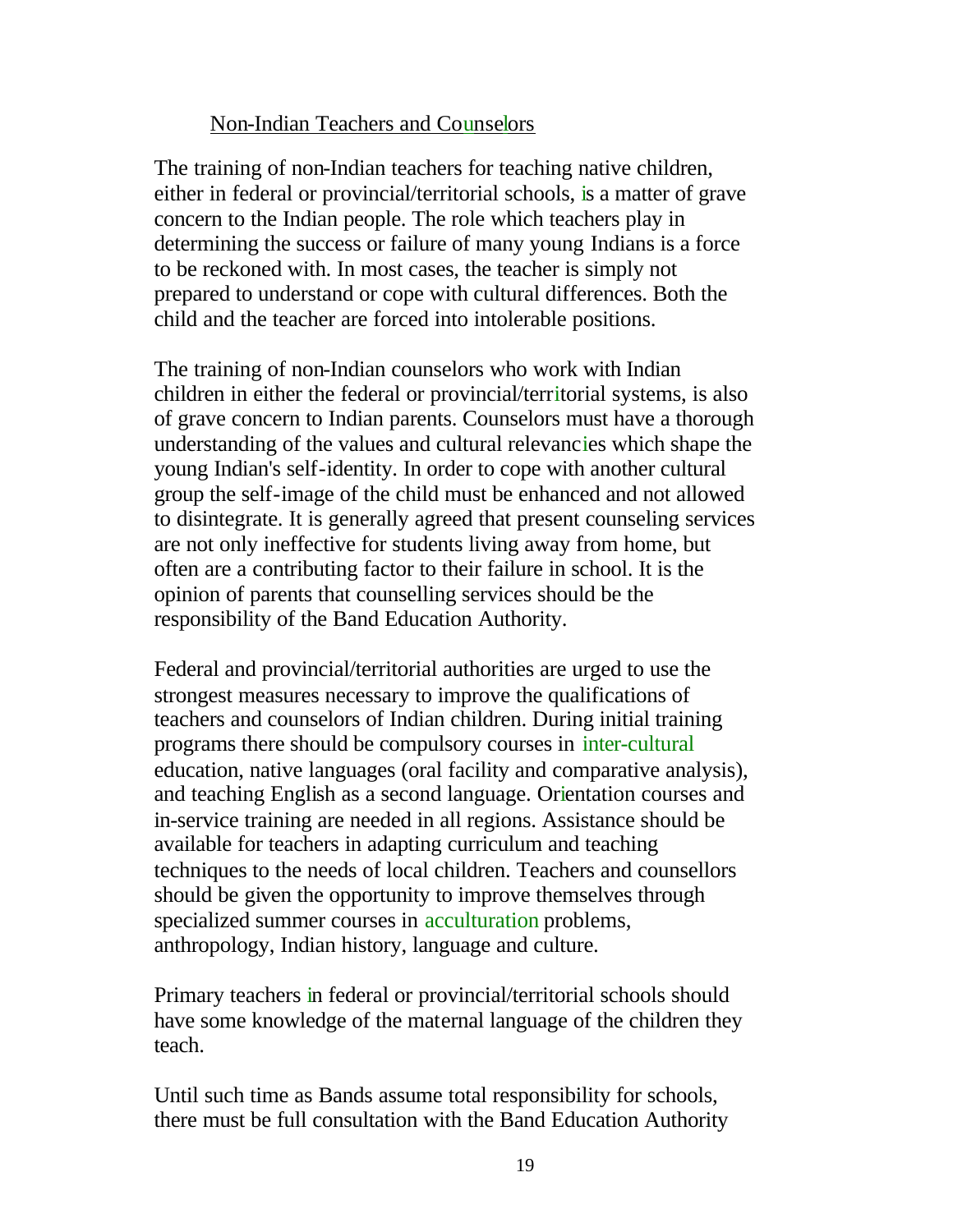Non-Indian Teachers and Counselors

The training of non-Indian teachers for teaching native children, either in federal or provincial/territorial schools, is a matter of grave concern to the Indian people. The role which teachers play in determining the success or failure of many young Indians is a force to be reckoned with. In most cases, the teacher is simply not prepared to understand or cope with cultural differences. Both the child and the teacher are forced into intolerable positions.

The training of non-Indian counselors who work with Indian children in either the federal or provincial/territorial systems, is also of grave concern to Indian parents. Counselors must have a thorough understanding of the values and cultural relevancies which shape the young Indian's self-identity. In order to cope with another cultural group the self-image of the child must be enhanced and not allowed to disintegrate. It is generally agreed that present counseling services are not only ineffective for students living away from home, but often are a contributing factor to their failure in school. It is the opinion of parents that counselling services should be the responsibility of the Band Education Authority.

Federal and provincial/territorial authorities are urged to use the strongest measures necessary to improve the qualifications of teachers and counselors of Indian children. During initial training programs there should be compulsory courses in inter-cultural education, native languages (oral facility and comparative analysis), and teaching English as a second language. Orientation courses and in-service training are needed in all regions. Assistance should be available for teachers in adapting curriculum and teaching techniques to the needs of local children. Teachers and counsellors should be given the opportunity to improve themselves through specialized summer courses in acculturation problems, anthropology, Indian history, language and culture.

Primary teachers in federal or provincial/territorial schools should have some knowledge of the maternal language of the children they teach.

Until such time as Bands assume total responsibility for schools, there must be full consultation with the Band Education Authority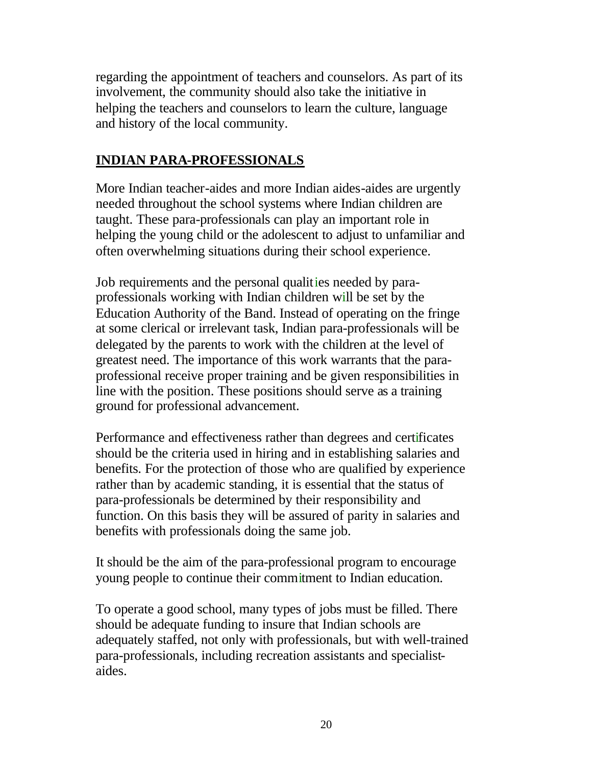regarding the appointment of teachers and counselors. As part of its involvement, the community should also take the initiative in helping the teachers and counselors to learn the culture, language and history of the local community.

## INDIAN PARA-PROFESSIONALS

More Indian teacher-aides and more Indian aides-aides are urgently needed throughout the school systems where Indian children are taught. These para-professionals can play an important role in helping the young child or the adolescent to adjust to unfamiliar and often overwhelming situations during their school experience.

Job requirements and the personal qualities needed by para-professionals working with Indian children will be set by the Education Authority of the Band. Instead of operating on the fringe at some clerical or irrelevant task, Indian para-professionals will be delegated by the parents to work with the children at the level of greatest need. The importance of this work warrants that the para-professional receive proper training and be given responsibilities in line with the position. These positions should serve as a training ground for professional advancement.

Performance and effectiveness rather than degrees and certificates should be the criteria used in hiring and in establishing salaries and benefits. For the protection of those who are qualified by experience rather than by academic standing, it is essential that the status of para-professionals be determined by their responsibility and function. On this basis they will be assured of parity in salaries and benefits with professionals doing the same job.

It should be the aim of the para-professional program to encourage young people to continue their commitment to Indian education.

To operate a good school, many types of jobs must be filled. There should be adequate funding to insure that Indian schools are adequately staffed, not only with professionals, but with well-trained para-professionals, including recreation assistants and specialist-aides.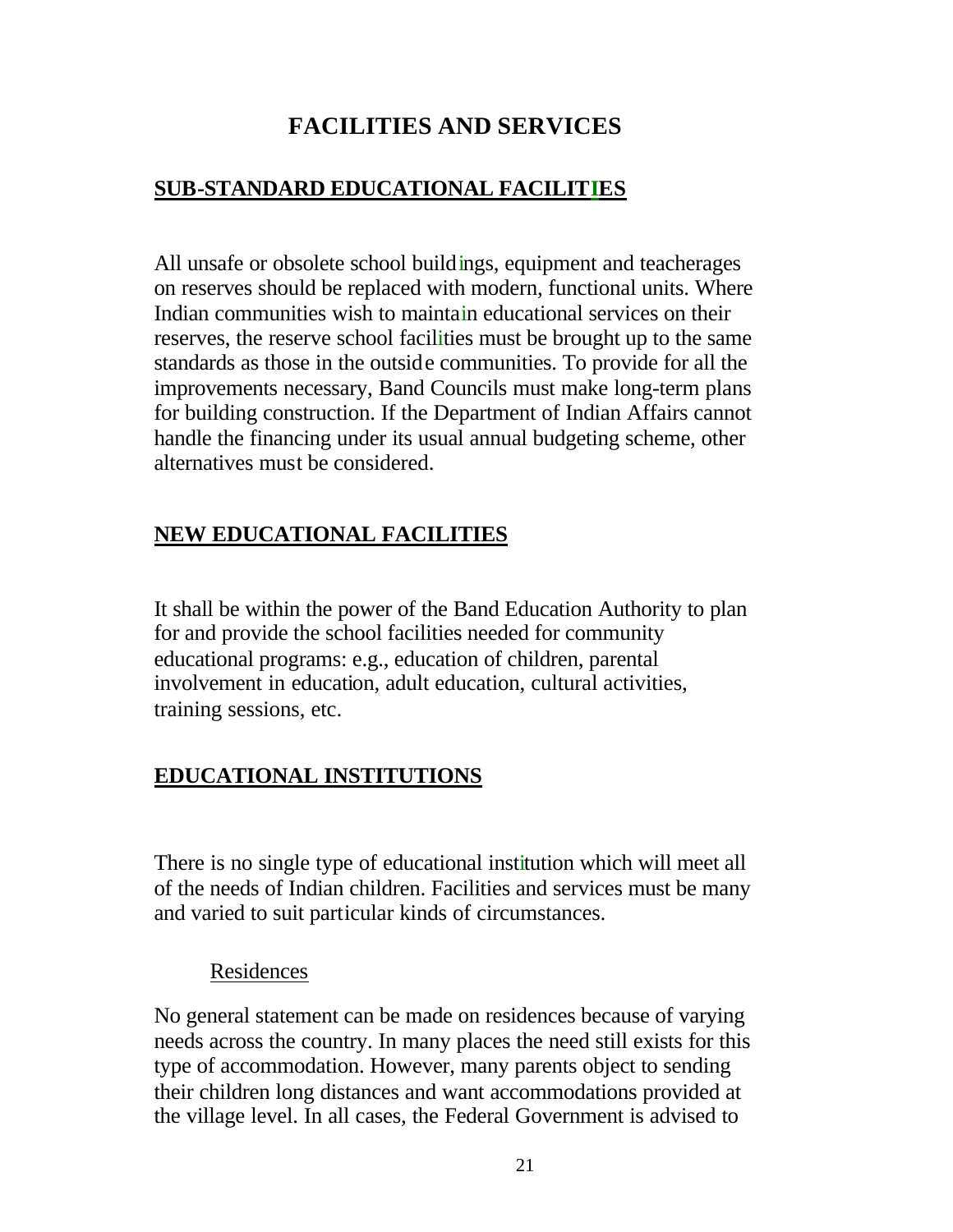# FACILITIES AND SERVICES

## SUB-STANDARD EDUCATIONAL FACILITIES

All unsafe or obsolete school buildings, equipment and teacherages on reserves should be replaced with modern, functional units. Where Indian communities wish to maintain educational services on their reserves, the reserve school facilities must be brought up to the same standards as those in the outside communities. To provide for all the improvements necessary, Band Councils must make long-term plans for building construction. If the Department of Indian Affairs cannot handle the financing under its usual annual budgeting scheme, other alternatives must be considered.

## NEW EDUCATIONAL FACILITIES

It shall be within the power of the Band Education Authority to plan for and provide the school facilities needed for community educational programs: e.g., education of children, parental involvement in education, adult education, cultural activities, training sessions, etc.

## EDUCATIONAL INSTITUTIONS

There is no single type of educational institution which will meet all of the needs of Indian children. Facilities and services must be many and varied to suit particular kinds of circumstances.

### Residences

No general statement can be made on residences because of varying needs across the country. In many places the need still exists for this type of accommodation. However, many parents object to sending their children long distances and want accommodations provided at the village level. In all cases, the Federal Government is advised to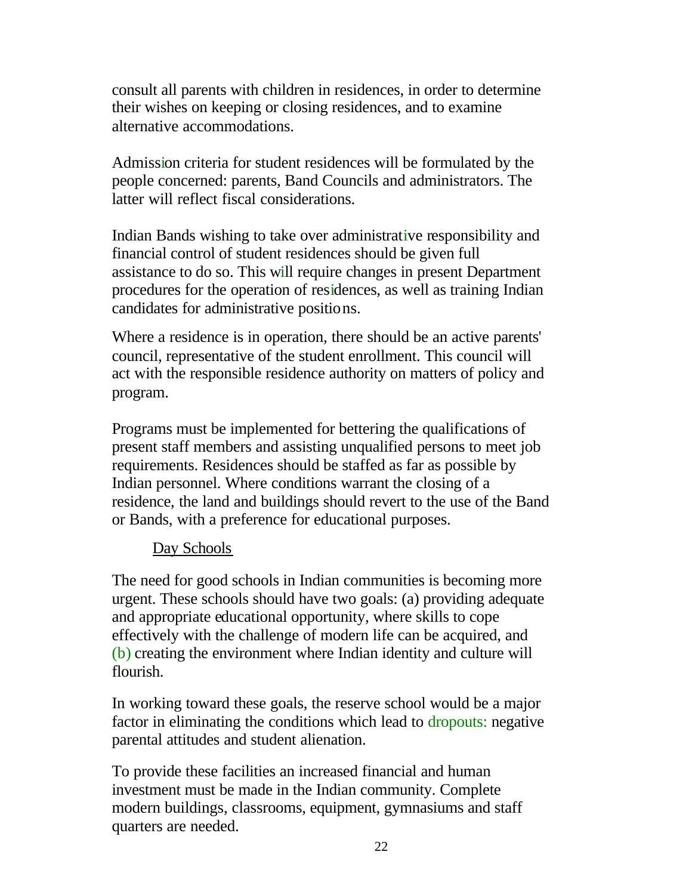consult all parents with children in residences, in order to determine their wishes on keeping or closing residences, and to examine alternative accommodations.

Admission criteria for student residences will be formulated by the people concerned: parents, Band Councils and administrators. The latter will reflect fiscal considerations.

Indian Bands wishing to take over administrative responsibility and financial control of student residences should be given full assistance to do so. This will require changes in present Department procedures for the operation of residences, as well as training Indian candidates for administrative positions.

Where a residence is in operation, there should be an active parents' council, representative of the student enrollment. This council will act with the responsible residence authority on matters of policy and program.

Programs must be implemented for bettering the qualifications of present staff members and assisting unqualified persons to meet job requirements. Residences should be staffed as far as possible by Indian personnel. Where conditions warrant the closing of a residence, the land and buildings should revert to the use of the Band or Bands, with a preference for educational purposes.

### Day Schools

The need for good schools in Indian communities is becoming more urgent. These schools should have two goals: (a) providing adequate and appropriate educational opportunity, where skills to cope effectively with the challenge of modern life can be acquired, and (b) creating the environment where Indian identity and culture will flourish.

In working toward these goals, the reserve school would be a major factor in eliminating the conditions which lead to dropouts: negative parental attitudes and student alienation.

To provide these facilities an increased financial and human investment must be made in the Indian community. Complete modern buildings, classrooms, equipment, gymnasiums and staff quarters are needed.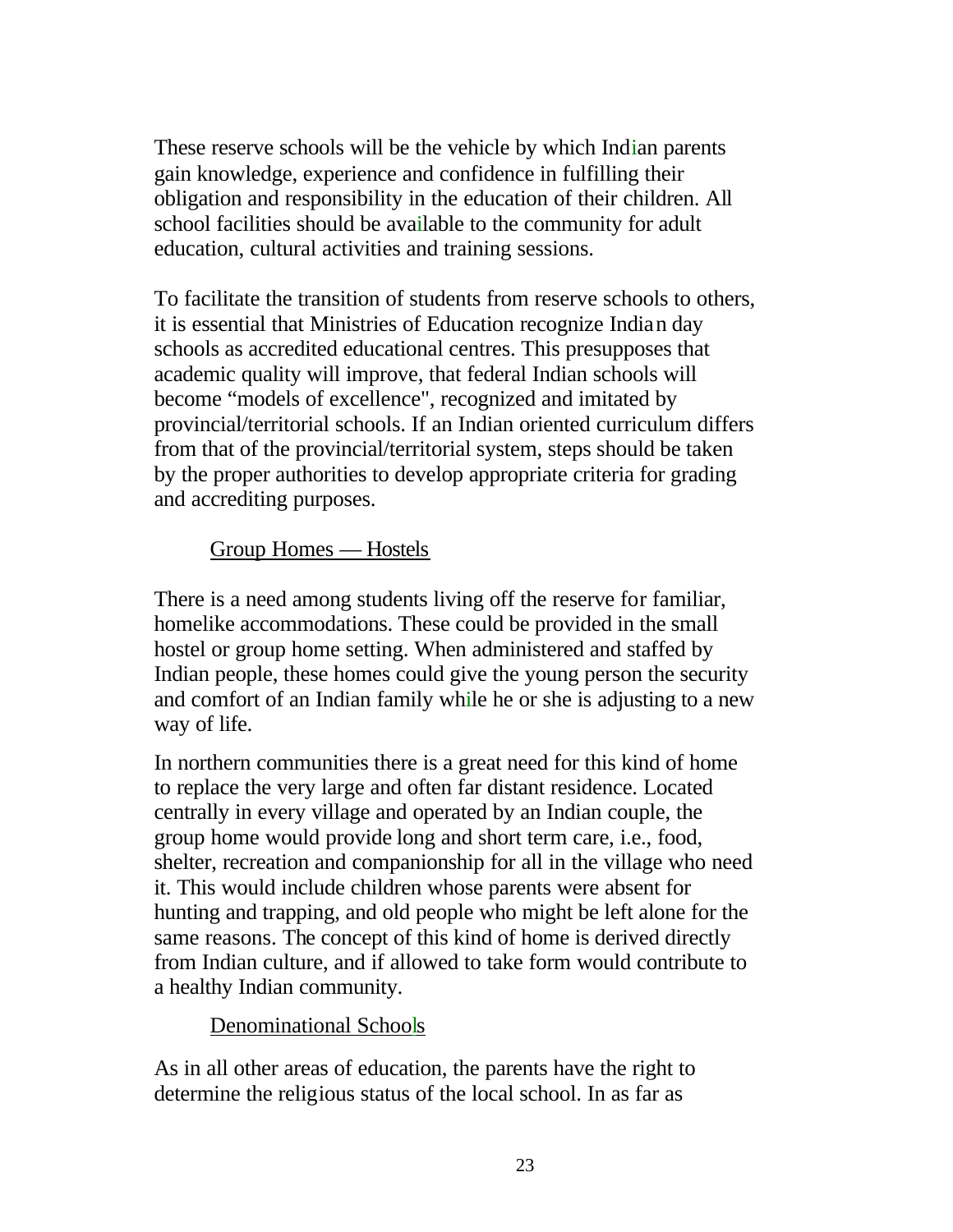These reserve schools will be the vehicle by which Indian parents gain knowledge, experience and confidence in fulfilling their obligation and responsibility in the education of their children. All school facilities should be available to the community for adult education, cultural activities and training sessions.

To facilitate the transition of students from reserve schools to others, it is essential that Ministries of Education recognize Indian day schools as accredited educational centres. This presupposes that academic quality will improve, that federal Indian schools will become "models of excellence", recognized and imitated by provincial/territorial schools. If an Indian oriented curriculum differs from that of the provincial/territorial system, steps should be taken by the proper authorities to develop appropriate criteria for grading and accrediting purposes.

### Group Homes — Hostels

There is a need among students living off the reserve for familiar, homelike accommodations. These could be provided in the small hostel or group home setting. When administered and staffed by Indian people, these homes could give the young person the security and comfort of an Indian family while he or she is adjusting to a new way of life.

In northern communities there is a great need for this kind of home to replace the very large and often far distant residence. Located centrally in every village and operated by an Indian couple, the group home would provide long and short term care, i.e., food, shelter, recreation and companionship for all in the village who need it. This would include children whose parents were absent for hunting and trapping, and old people who might be left alone for the same reasons. The concept of this kind of home is derived directly from Indian culture, and if allowed to take form would contribute to a healthy Indian community.

### Denominational Schools

As in all other areas of education, the parents have the right to determine the religious status of the local school. In as far as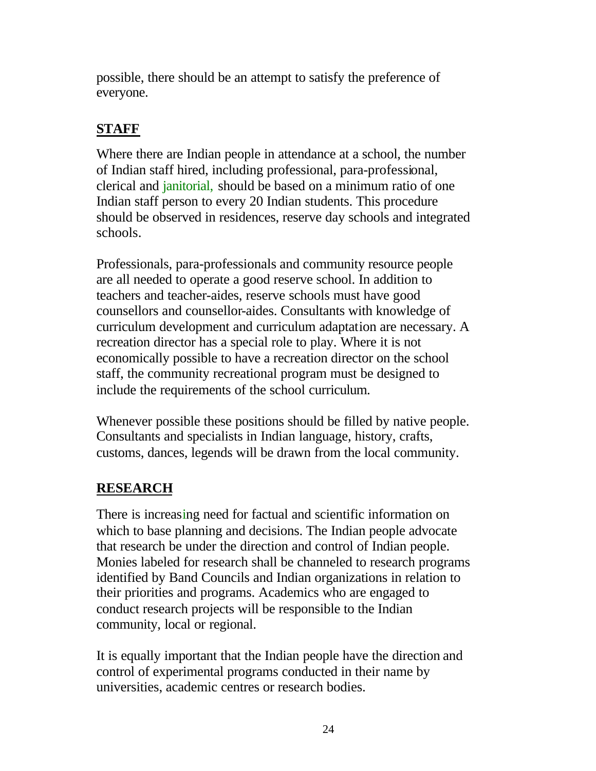possible, there should be an attempt to satisfy the preference of everyone.

## STAFF

Where there are Indian people in attendance at a school, the number of Indian staff hired, including professional, para-professional, clerical and janitorial, should be based on a minimum ratio of one Indian staff person to every 20 Indian students. This procedure should be observed in residences, reserve day schools and integrated schools.

Professionals, para-professionals and community resource people are all needed to operate a good reserve school. In addition to teachers and teacher-aides, reserve schools must have good counsellors and counsellor-aides. Consultants with knowledge of curriculum development and curriculum adaptation are necessary. A recreation director has a special role to play. Where it is not economically possible to have a recreation director on the school staff, the community recreational program must be designed to include the requirements of the school curriculum.

Whenever possible these positions should be filled by native people. Consultants and specialists in Indian language, history, crafts, customs, dances, legends will be drawn from the local community.

## RESEARCH

There is increasing need for factual and scientific information on which to base planning and decisions. The Indian people advocate that research be under the direction and control of Indian people. Monies labeled for research shall be channeled to research programs identified by Band Councils and Indian organizations in relation to their priorities and programs. Academics who are engaged to conduct research projects will be responsible to the Indian community, local or regional.

It is equally important that the Indian people have the direction and control of experimental programs conducted in their name by universities, academic centres or research bodies.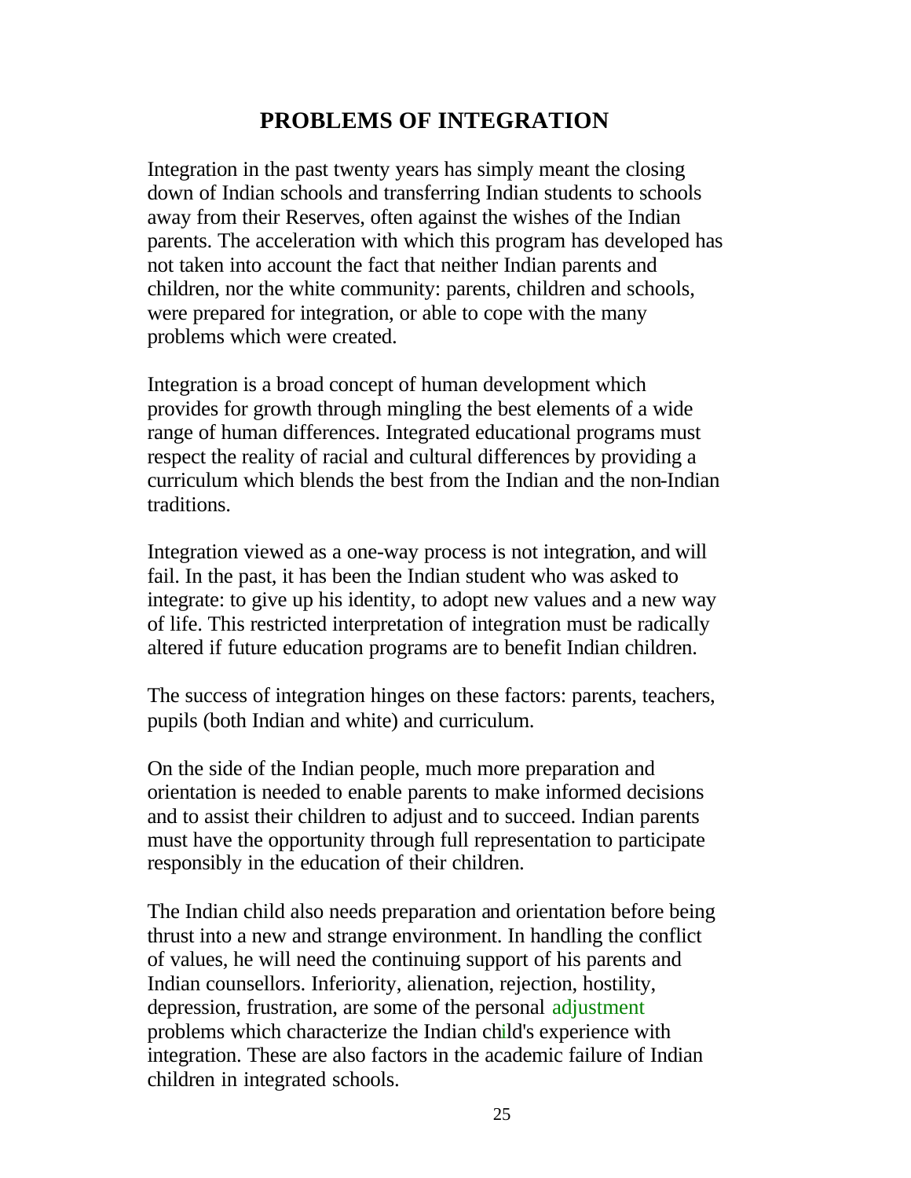# PROBLEMS OF INTEGRATION

Integration in the past twenty years has simply meant the closing down of Indian schools and transferring Indian students to schools away from their Reserves, often against the wishes of the Indian parents. The acceleration with which this program has developed has not taken into account the fact that neither Indian parents and children, nor the white community: parents, children and schools, were prepared for integration, or able to cope with the many problems which were created.

Integration is a broad concept of human development which provides for growth through mingling the best elements of a wide range of human differences. Integrated educational programs must respect the reality of racial and cultural differences by providing a curriculum which blends the best from the Indian and the non-Indian traditions.

Integration viewed as a one-way process is not integration, and will fail. In the past, it has been the Indian student who was asked to integrate: to give up his identity, to adopt new values and a new way of life. This restricted interpretation of integration must be radically altered if future education programs are to benefit Indian children.

The success of integration hinges on these factors: parents, teachers, pupils (both Indian and white) and curriculum.

On the side of the Indian people, much more preparation and orientation is needed to enable parents to make informed decisions and to assist their children to adjust and to succeed. Indian parents must have the opportunity through full representation to participate responsibly in the education of their children.

The Indian child also needs preparation and orientation before being thrust into a new and strange environment. In handling the conflict of values, he will need the continuing support of his parents and Indian counsellors. Inferiority, alienation, rejection, hostility, depression, frustration, are some of the personal adjustment problems which characterize the Indian child's experience with integration. These are also factors in the academic failure of Indian children in integrated schools.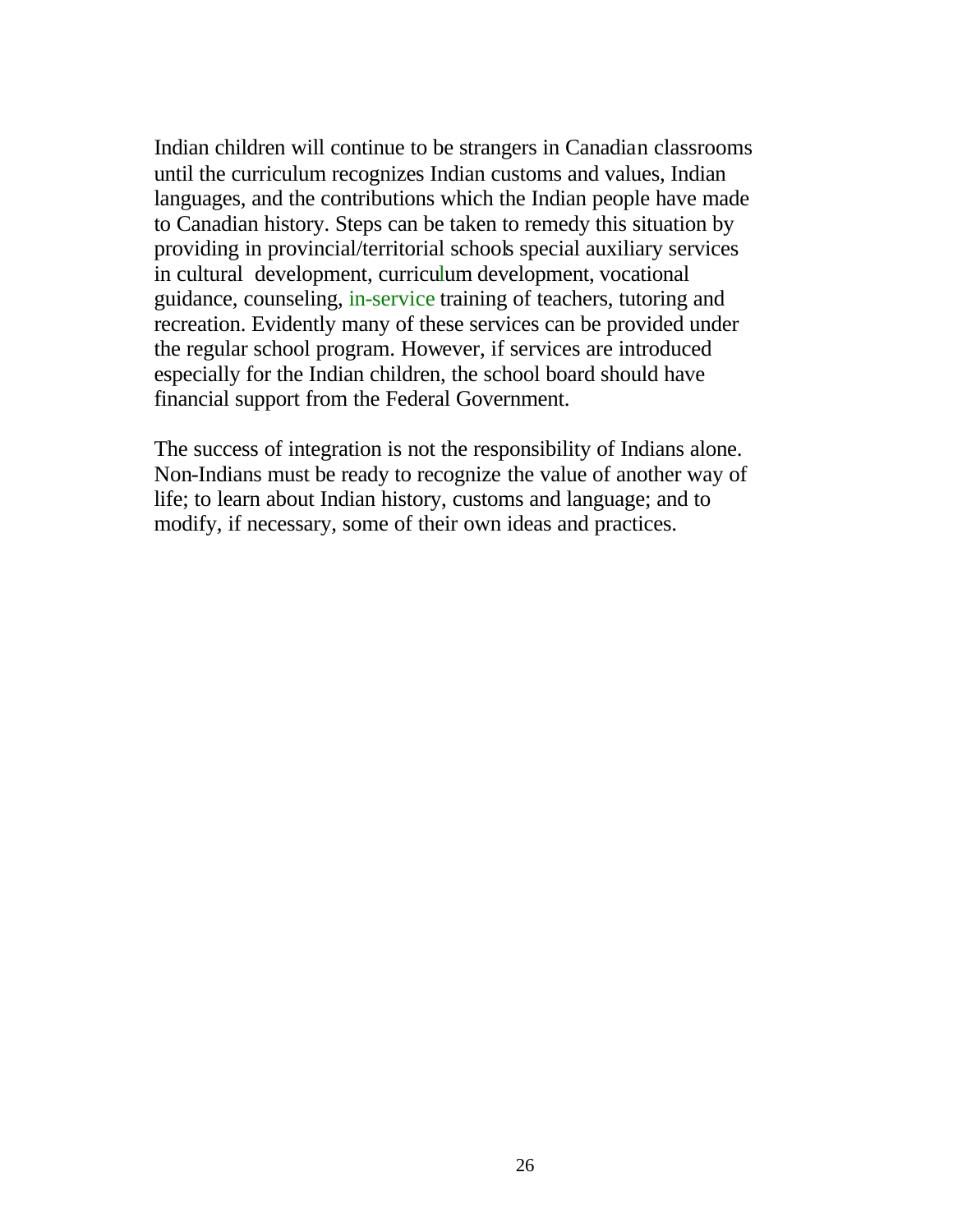Indian children will continue to be strangers in Canadian classrooms until the curriculum recognizes Indian customs and values, Indian languages, and the contributions which the Indian people have made to Canadian history. Steps can be taken to remedy this situation by providing in provincial/territorial schools special auxiliary services in cultural development, curriculum development, vocational guidance, counseling, in-service training of teachers, tutoring and recreation. Evidently many of these services can be provided under the regular school program. However, if services are introduced especially for the Indian children, the school board should have financial support from the Federal Government.

The success of integration is not the responsibility of Indians alone. Non-Indians must be ready to recognize the value of another way of life; to learn about Indian history, customs and language; and to modify, if necessary, some of their own ideas and practices.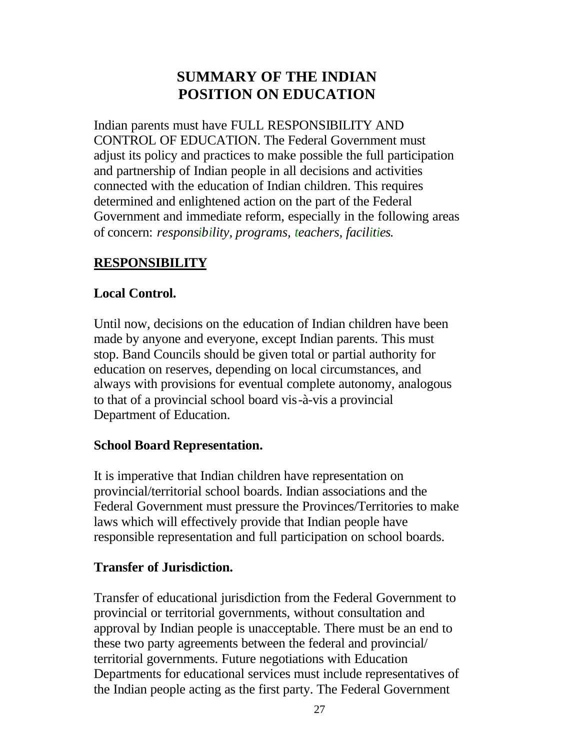# SUMMARY OF THE INDIAN POSITION ON EDUCATION

Indian parents must have FULL RESPONSIBILITY AND CONTROL OF EDUCATION. The Federal Government must adjust its policy and practices to make possible the full participation and partnership of Indian people in all decisions and activities connected with the education of Indian children. This requires determined and enlightened action on the part of the Federal Government and immediate reform, especially in the following areas of concern: *responsibility, programs, teachers, facilities.*

## RESPONSIBILITY

### Local Control.

Until now, decisions on the education of Indian children have been made by anyone and everyone, except Indian parents. This must stop. Band Councils should be given total or partial authority for education on reserves, depending on local circumstances, and always with provisions for eventual complete autonomy, analogous to that of a provincial school board vis-à-vis a provincial Department of Education.

### School Board Representation.

It is imperative that Indian children have representation on provincial/territorial school boards. Indian associations and the Federal Government must pressure the Provinces/Territories to make laws which will effectively provide that Indian people have responsible representation and full participation on school boards.

### Transfer of Jurisdiction.

Transfer of educational jurisdiction from the Federal Government to provincial or territorial governments, without consultation and approval by Indian people is unacceptable. There must be an end to these two party agreements between the federal and provincial/ territorial governments. Future negotiations with Education Departments for educational services must include representatives of the Indian people acting as the first party. The Federal Government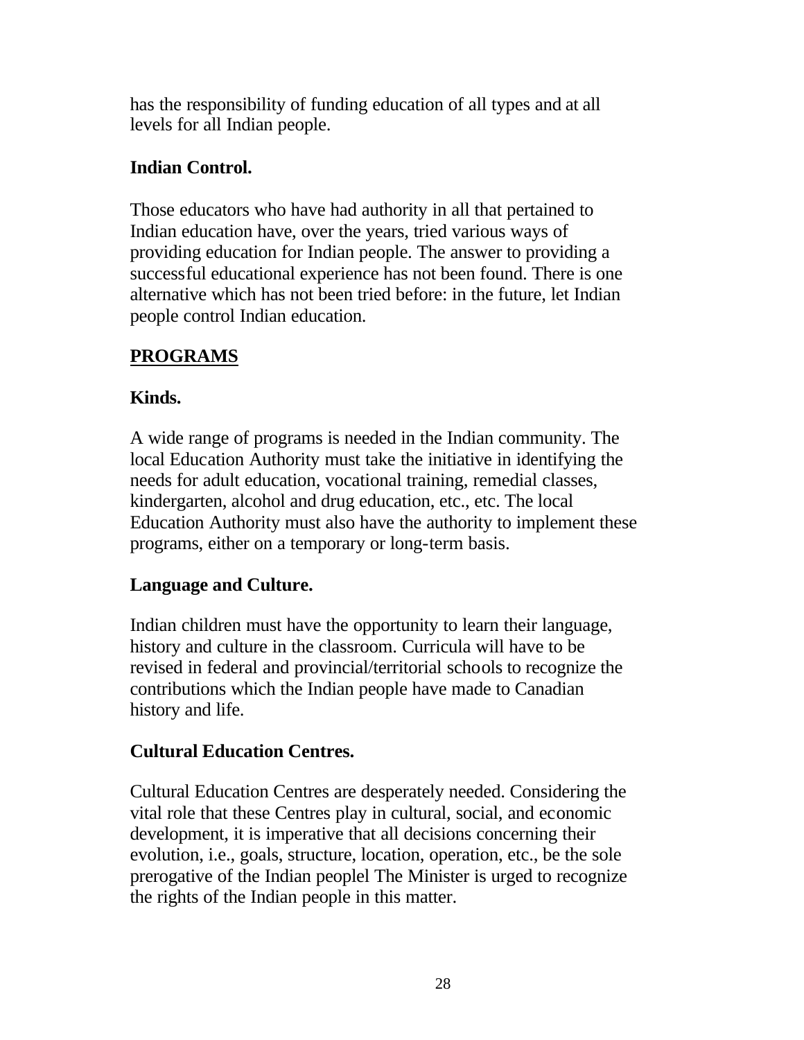has the responsibility of funding education of all types and at all levels for all Indian people.

**Indian Control.**

Those educators who have had authority in all that pertained to Indian education have, over the years, tried various ways of providing education for Indian people. The answer to providing a successful educational experience has not been found. There is one alternative which has not been tried before: in the future, let Indian people control Indian education.

## PROGRAMS

**Kinds.**

A wide range of programs is needed in the Indian community. The local Education Authority must take the initiative in identifying the needs for adult education, vocational training, remedial classes, kindergarten, alcohol and drug education, etc., etc. The local Education Authority must also have the authority to implement these programs, either on a temporary or long-term basis.

**Language and Culture.**

Indian children must have the opportunity to learn their language, history and culture in the classroom. Curricula will have to be revised in federal and provincial/territorial schools to recognize the contributions which the Indian people have made to Canadian history and life.

**Cultural Education Centres.**

Cultural Education Centres are desperately needed. Considering the vital role that these Centres play in cultural, social, and economic development, it is imperative that all decisions concerning their evolution, i.e., goals, structure, location, operation, etc., be the sole prerogative of the Indian peoplel The Minister is urged to recognize the rights of the Indian people in this matter.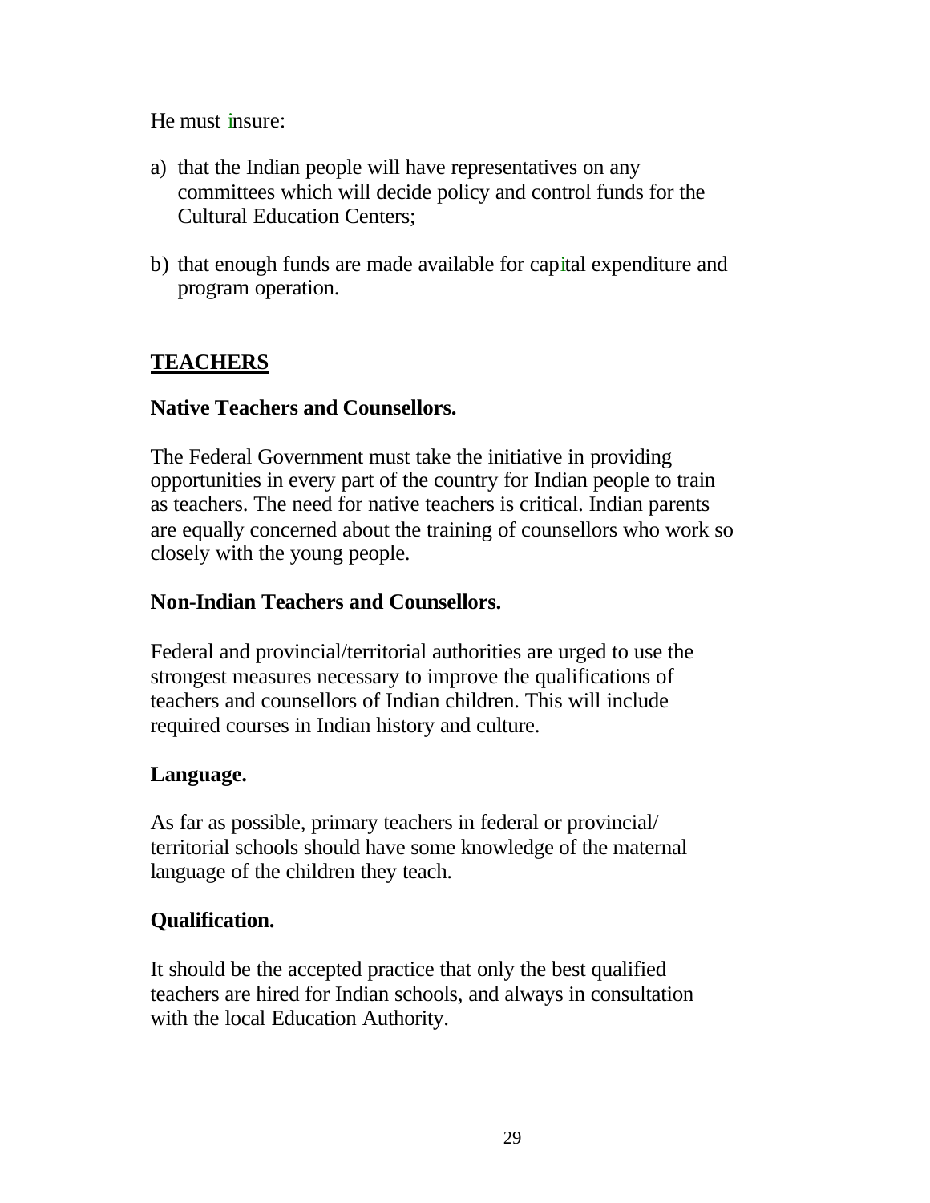He must insure:

a) that the Indian people will have representatives on any committees which will decide policy and control funds for the Cultural Education Centers;

b) that enough funds are made available for capital expenditure and program operation.

## TEACHERS

### Native Teachers and Counsellors.

The Federal Government must take the initiative in providing opportunities in every part of the country for Indian people to train as teachers. The need for native teachers is critical. Indian parents are equally concerned about the training of counsellors who work so closely with the young people.

### Non-Indian Teachers and Counsellors.

Federal and provincial/territorial authorities are urged to use the strongest measures necessary to improve the qualifications of teachers and counsellors of Indian children. This will include required courses in Indian history and culture.

### Language.

As far as possible, primary teachers in federal or provincial/territorial schools should have some knowledge of the maternal language of the children they teach.

### Qualification.

It should be the accepted practice that only the best qualified teachers are hired for Indian schools, and always in consultation with the local Education Authority.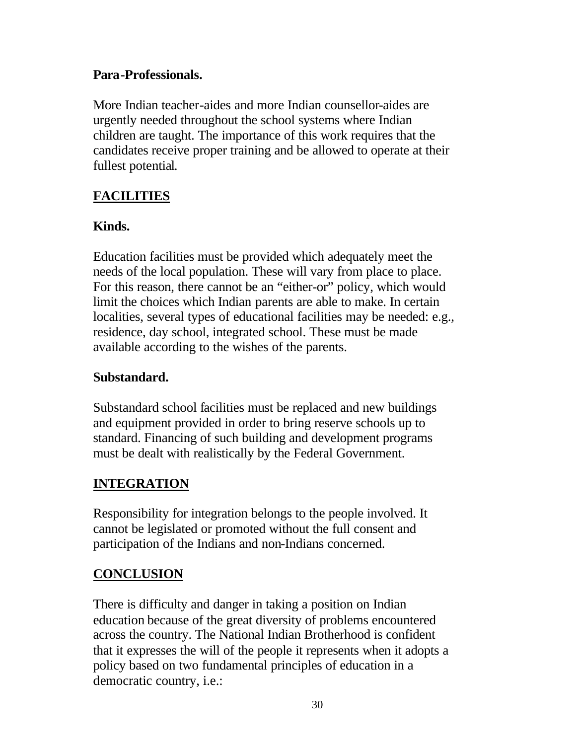**Para-Professionals.**

More Indian teacher-aides and more Indian counsellor-aides are urgently needed throughout the school systems where Indian children are taught. The importance of this work requires that the candidates receive proper training and be allowed to operate at their fullest potential.

## FACILITIES

**Kinds.**

Education facilities must be provided which adequately meet the needs of the local population. These will vary from place to place. For this reason, there cannot be an "either-or" policy, which would limit the choices which Indian parents are able to make. In certain localities, several types of educational facilities may be needed: e.g., residence, day school, integrated school. These must be made available according to the wishes of the parents.

**Substandard.**

Substandard school facilities must be replaced and new buildings and equipment provided in order to bring reserve schools up to standard. Financing of such building and development programs must be dealt with realistically by the Federal Government.

## INTEGRATION

Responsibility for integration belongs to the people involved. It cannot be legislated or promoted without the full consent and participation of the Indians and non-Indians concerned.

## CONCLUSION

There is difficulty and danger in taking a position on Indian education because of the great diversity of problems encountered across the country. The National Indian Brotherhood is confident that it expresses the will of the people it represents when it adopts a policy based on two fundamental principles of education in a democratic country, i.e.: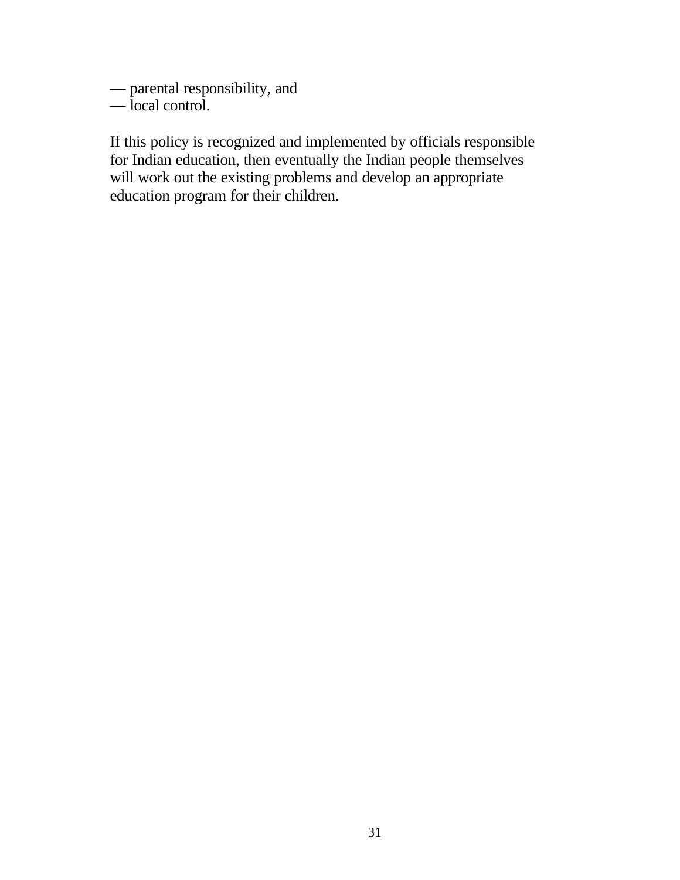— parental responsibility, and
— local control.

If this policy is recognized and implemented by officials responsible for Indian education, then eventually the Indian people themselves will work out the existing problems and develop an appropriate education program for their children.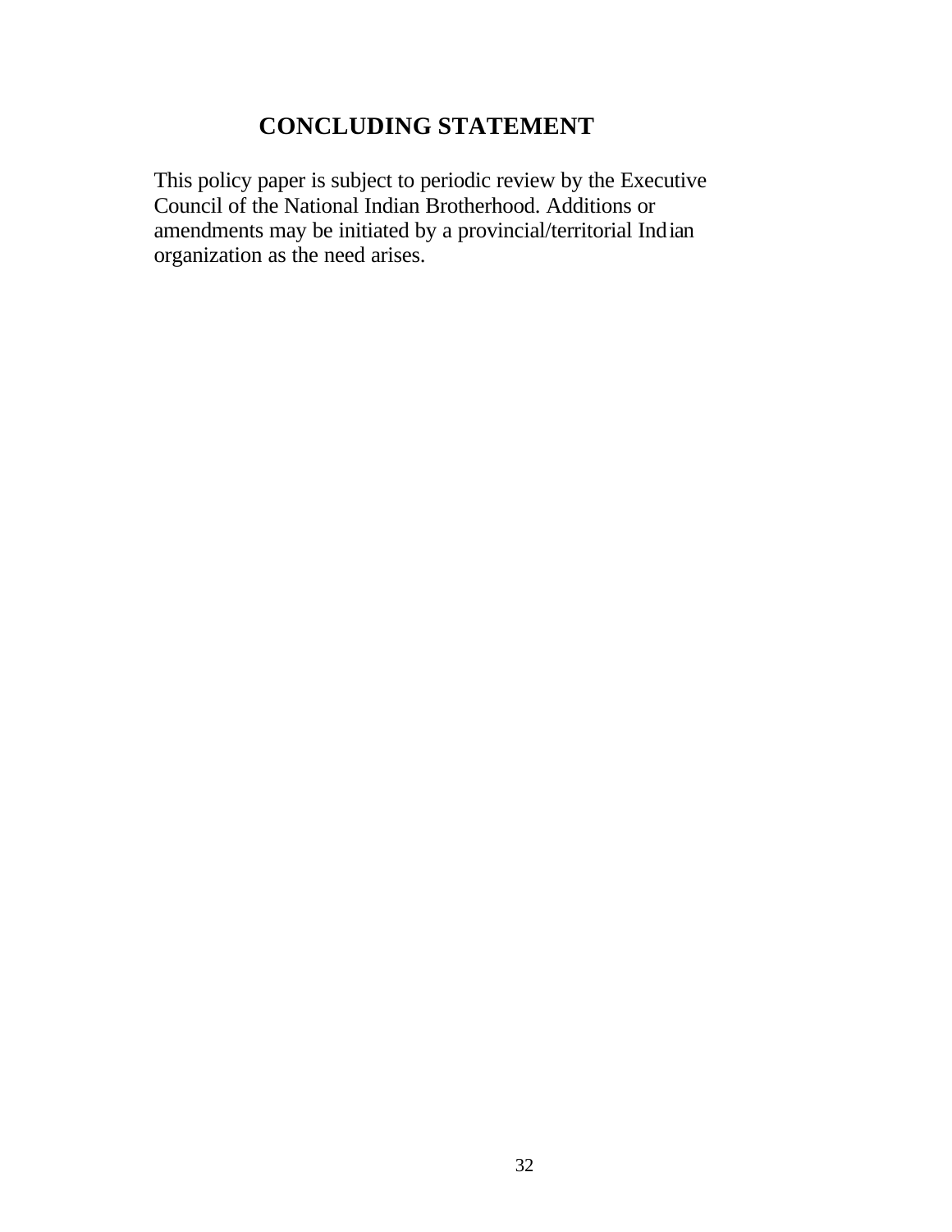# CONCLUDING STATEMENT

This policy paper is subject to periodic review by the Executive Council of the National Indian Brotherhood. Additions or amendments may be initiated by a provincial/territorial Indian organization as the need arises.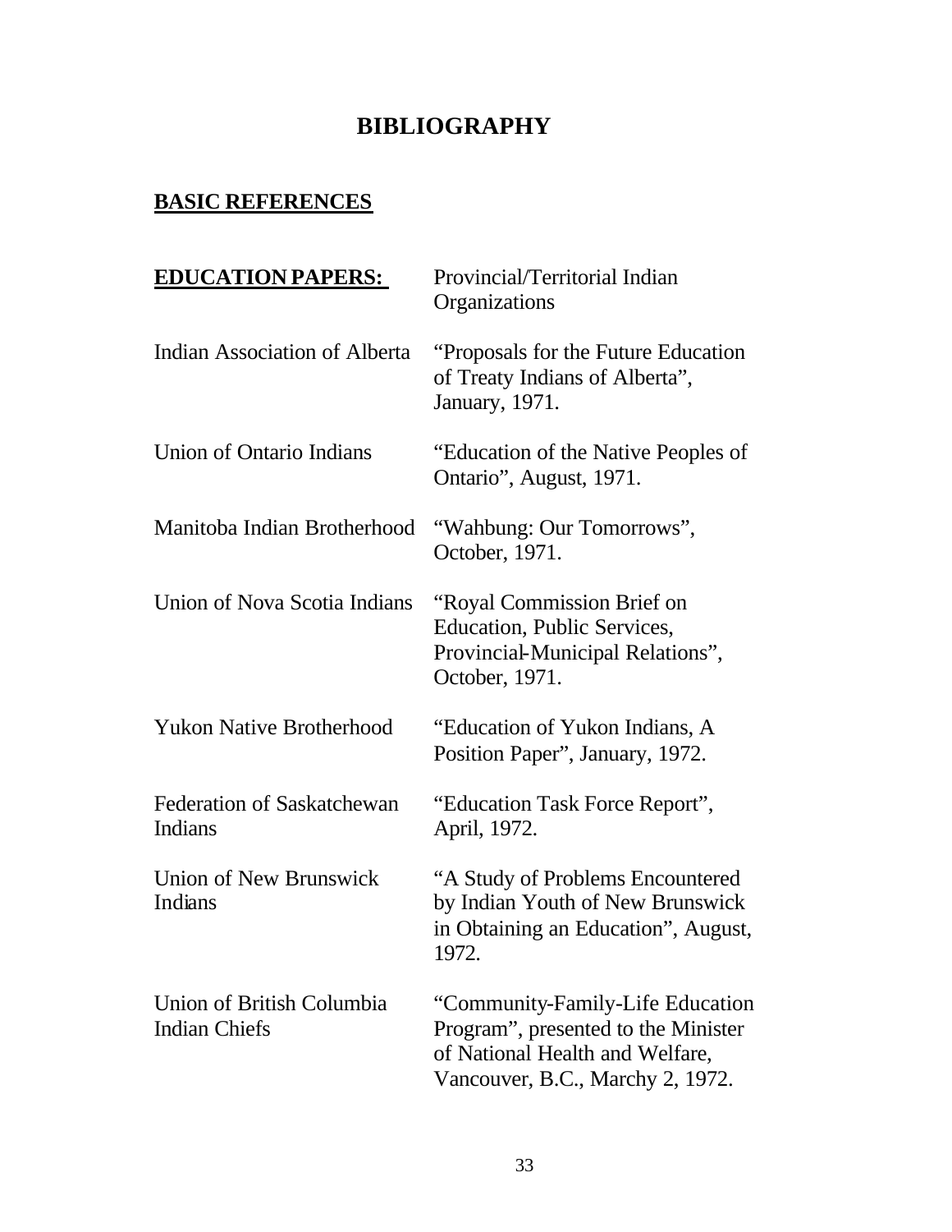# BIBLIOGRAPHY

## BASIC REFERENCES

| **EDUCATION PAPERS:** | Provincial/Territorial Indian Organizations |
|---|---|
| Indian Association of Alberta | "Proposals for the Future Education of Treaty Indians of Alberta", January, 1971. |
| Union of Ontario Indians | "Education of the Native Peoples of Ontario", August, 1971. |
| Manitoba Indian Brotherhood | "Wahbung: Our Tomorrows", October, 1971. |
| Union of Nova Scotia Indians | "Royal Commission Brief on Education, Public Services, Provincial-Municipal Relations", October, 1971. |
| Yukon Native Brotherhood | "Education of Yukon Indians, A Position Paper", January, 1972. |
| Federation of Saskatchewan Indians | "Education Task Force Report", April, 1972. |
| Union of New Brunswick Indians | "A Study of Problems Encountered by Indian Youth of New Brunswick in Obtaining an Education", August, 1972. |
| Union of British Columbia Indian Chiefs | "Community-Family-Life Education Program", presented to the Minister of National Health and Welfare, Vancouver, B.C., Marchy 2, 1972. |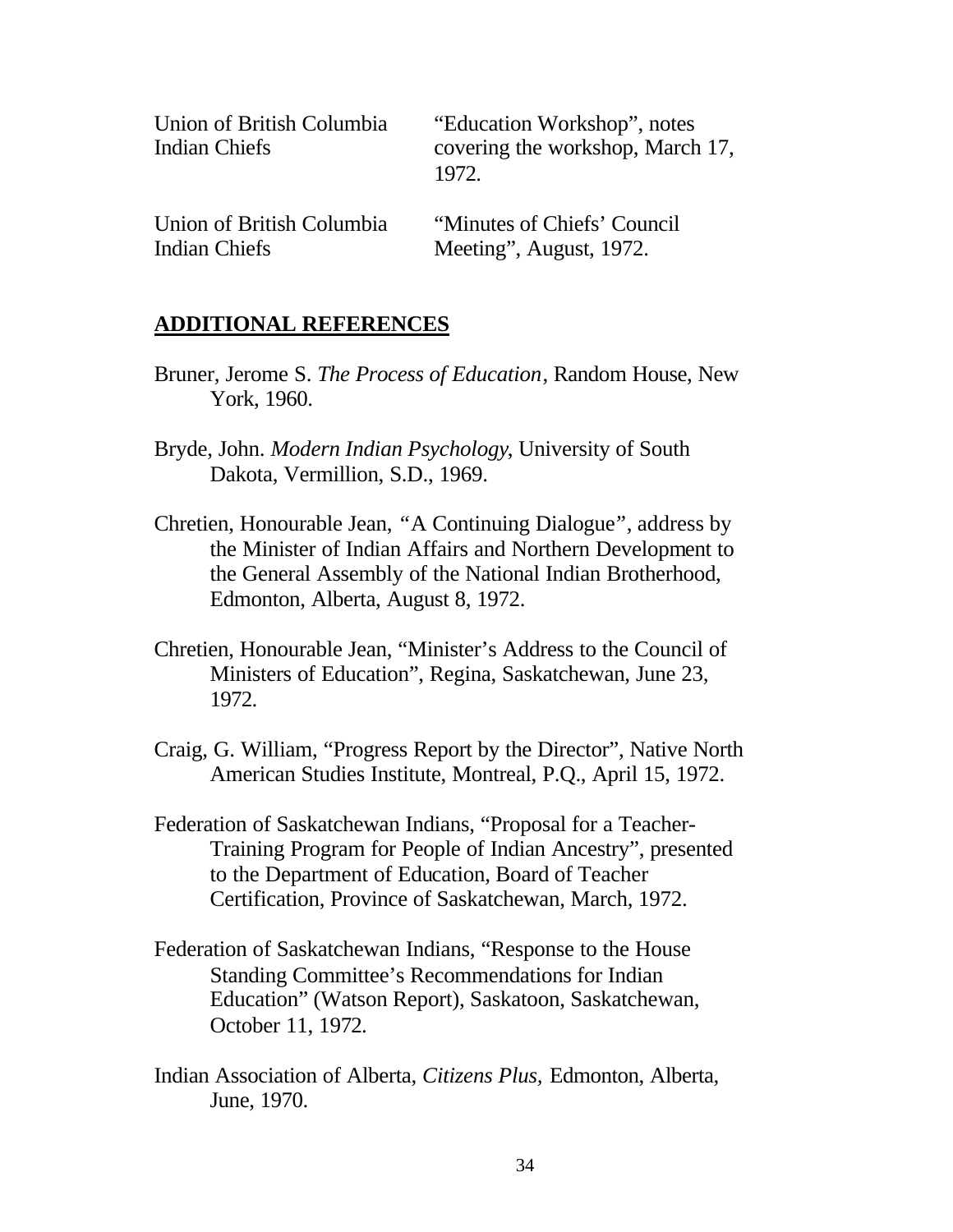| | |
|---|---|
| Union of British Columbia Indian Chiefs | "Education Workshop", notes covering the workshop, March 17, 1972. |
| Union of British Columbia Indian Chiefs | "Minutes of Chiefs' Council Meeting", August, 1972. |

## ADDITIONAL REFERENCES

Bruner, Jerome S. *The Process of Education*, Random House, New York, 1960.

Bryde, John. *Modern Indian Psychology*, University of South Dakota, Vermillion, S.D., 1969.

Chretien, Honourable Jean, "A Continuing Dialogue", address by the Minister of Indian Affairs and Northern Development to the General Assembly of the National Indian Brotherhood, Edmonton, Alberta, August 8, 1972.

Chretien, Honourable Jean, "Minister's Address to the Council of Ministers of Education", Regina, Saskatchewan, June 23, 1972.

Craig, G. William, "Progress Report by the Director", Native North American Studies Institute, Montreal, P.Q., April 15, 1972.

Federation of Saskatchewan Indians, "Proposal for a Teacher-Training Program for People of Indian Ancestry", presented to the Department of Education, Board of Teacher Certification, Province of Saskatchewan, March, 1972.

Federation of Saskatchewan Indians, "Response to the House Standing Committee's Recommendations for Indian Education" (Watson Report), Saskatoon, Saskatchewan, October 11, 1972.

Indian Association of Alberta, *Citizens Plus,* Edmonton, Alberta, June, 1970.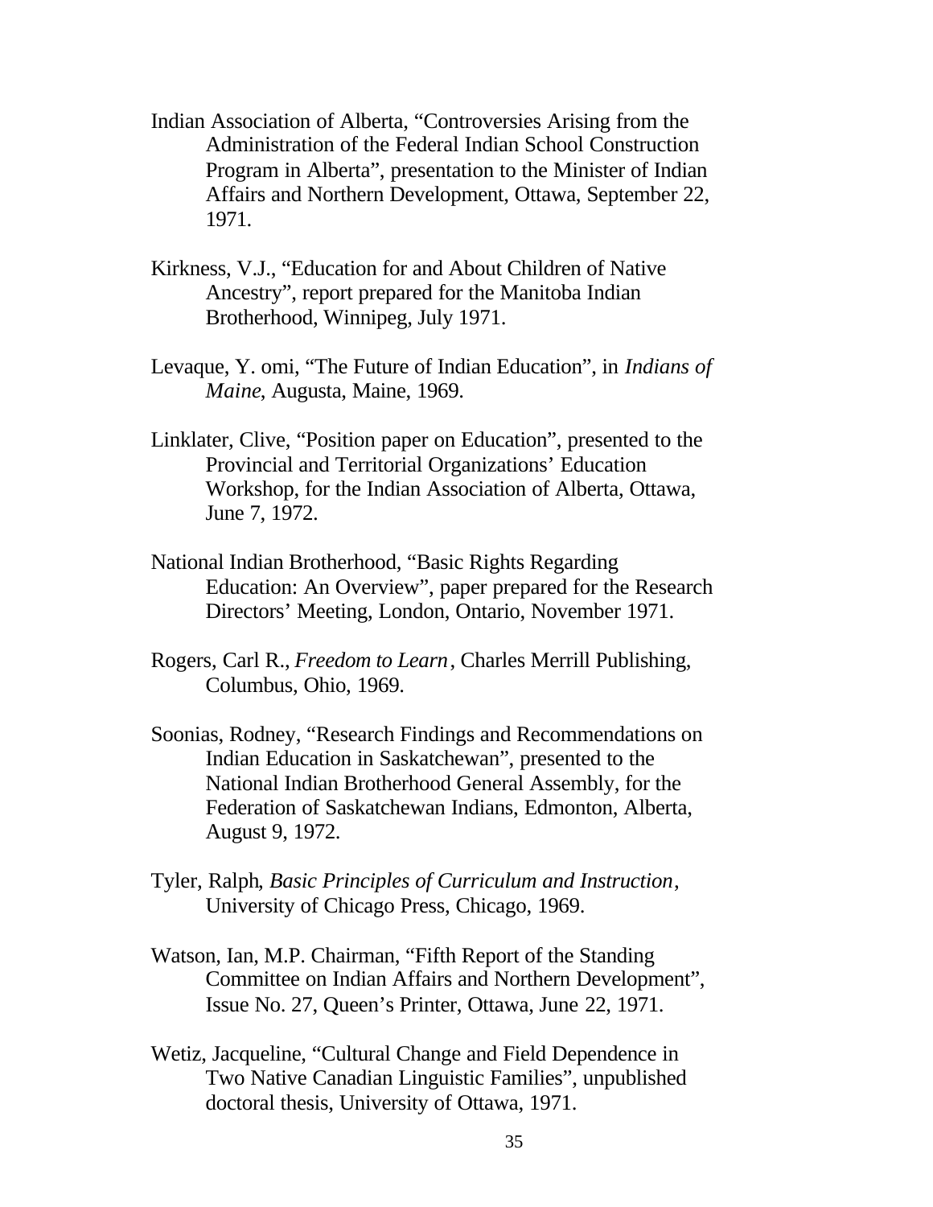Indian Association of Alberta, “Controversies Arising from the Administration of the Federal Indian School Construction Program in Alberta”, presentation to the Minister of Indian Affairs and Northern Development, Ottawa, September 22, 1971.

Kirkness, V.J., “Education for and About Children of Native Ancestry”, report prepared for the Manitoba Indian Brotherhood, Winnipeg, July 1971.

Levaque, Y. omi, “The Future of Indian Education”, in *Indians of Maine*, Augusta, Maine, 1969.

Linklater, Clive, “Position paper on Education”, presented to the Provincial and Territorial Organizations’ Education Workshop, for the Indian Association of Alberta, Ottawa, June 7, 1972.

National Indian Brotherhood, “Basic Rights Regarding Education: An Overview”, paper prepared for the Research Directors’ Meeting, London, Ontario, November 1971.

Rogers, Carl R., *Freedom to Learn*, Charles Merrill Publishing, Columbus, Ohio, 1969.

Soonias, Rodney, “Research Findings and Recommendations on Indian Education in Saskatchewan”, presented to the National Indian Brotherhood General Assembly, for the Federation of Saskatchewan Indians, Edmonton, Alberta, August 9, 1972.

Tyler, Ralph, *Basic Principles of Curriculum and Instruction*, University of Chicago Press, Chicago, 1969.

Watson, Ian, M.P. Chairman, “Fifth Report of the Standing Committee on Indian Affairs and Northern Development”, Issue No. 27, Queen’s Printer, Ottawa, June 22, 1971.

Wetiz, Jacqueline, “Cultural Change and Field Dependence in Two Native Canadian Linguistic Families”, unpublished doctoral thesis, University of Ottawa, 1971.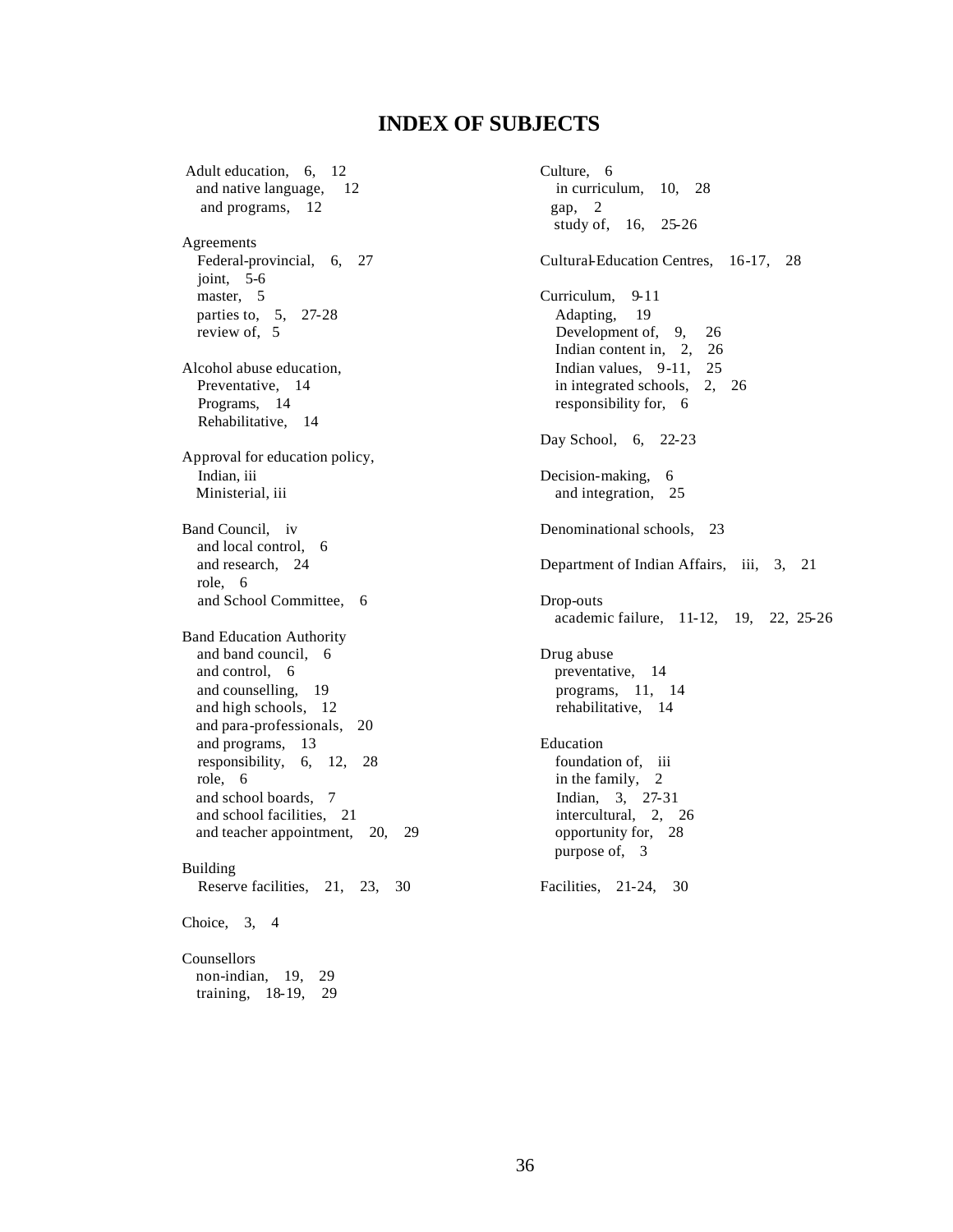# INDEX OF SUBJECTS

Adult education, 6, 12
- and native language, 12
- and programs, 12

Agreements
- Federal-provincial, 6, 27
- joint, 5-6
- master, 5
- parties to, 5, 27-28
- review of, 5

Alcohol abuse education,
- Preventative, 14
- Programs, 14
- Rehabilitative, 14

Approval for education policy,
- Indian, iii
- Ministerial, iii

Band Council, iv
- and local control, 6
- and research, 24
- role, 6
- and School Committee, 6

Band Education Authority
- and band council, 6
- and control, 6
- and counselling, 19
- and high schools, 12
- and para-professionals, 20
- and programs, 13
- responsibility, 6, 12, 28
- role, 6
- and school boards, 7
- and school facilities, 21
- and teacher appointment, 20, 29

Building
- Reserve facilities, 21, 23, 30

Choice, 3, 4

Counsellors
- non-indian, 19, 29
- training, 18-19, 29

Culture, 6
- in curriculum, 10, 28
- gap, 2
- study of, 16, 25-26

Cultural-Education Centres, 16-17, 28

Curriculum, 9-11
- Adapting, 19
- Development of, 9, 26
- Indian content in, 2, 26
- Indian values, 9-11, 25
- in integrated schools, 2, 26
- responsibility for, 6

Day School, 6, 22-23

Decision-making, 6
- and integration, 25

Denominational schools, 23

Department of Indian Affairs, iii, 3, 21

Drop-outs
- academic failure, 11-12, 19, 22, 25-26

Drug abuse
- preventative, 14
- programs, 11, 14
- rehabilitative, 14

Education
- foundation of, iii
- in the family, 2
- Indian, 3, 27-31
- intercultural, 2, 26
- opportunity for, 28
- purpose of, 3

Facilities, 21-24, 30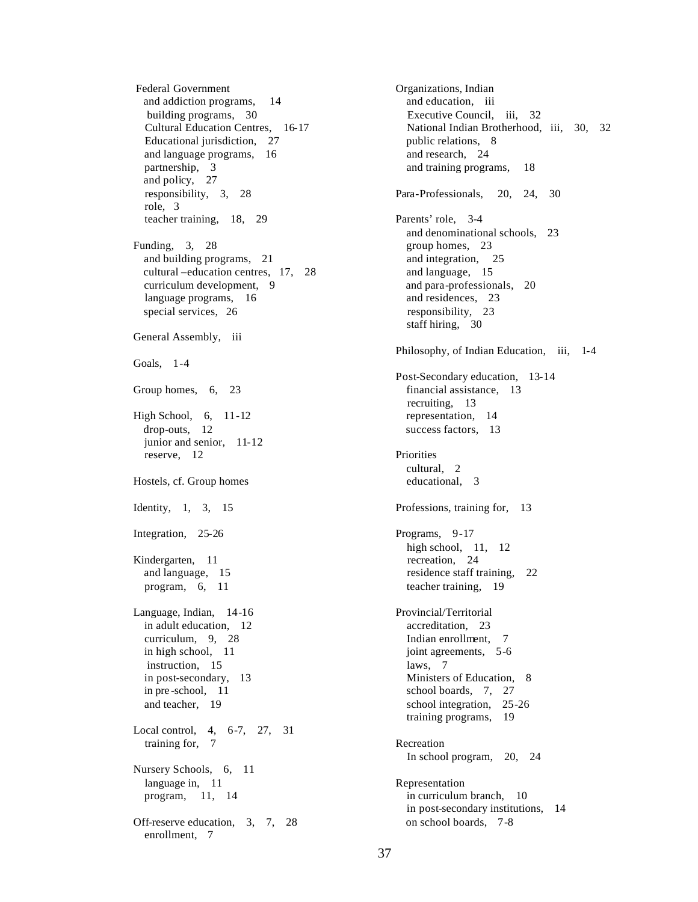Federal Government
- and addiction programs, 14
- building programs, 30
- Cultural Education Centres, 16-17
- Educational jurisdiction, 27
- and language programs, 16
- partnership, 3
- and policy, 27
- responsibility, 3, 28
- role, 3
- teacher training, 18, 29

Funding, 3, 28
- and building programs, 21
- cultural –education centres, 17, 28
- curriculum development, 9
- language programs, 16
- special services, 26

General Assembly, iii

Goals, 1-4

Group homes, 6, 23

High School, 6, 11-12
- drop-outs, 12
- junior and senior, 11-12
- reserve, 12

Hostels, cf. Group homes

Identity, 1, 3, 15

Integration, 25-26

Kindergarten, 11
- and language, 15
- program, 6, 11

Language, Indian, 14-16
- in adult education, 12
- curriculum, 9, 28
- in high school, 11
- instruction, 15
- in post-secondary, 13
- in pre-school, 11
- and teacher, 19

Local control, 4, 6-7, 27, 31
- training for, 7

Nursery Schools, 6, 11
- language in, 11
- program, 11, 14

Off-reserve education, 3, 7, 28
- enrollment, 7

Organizations, Indian
- and education, iii
- Executive Council, iii, 32
- National Indian Brotherhood, iii, 30, 32
- public relations, 8
- and research, 24
- and training programs, 18

Para-Professionals, 20, 24, 30

Parents' role, 3-4
- and denominational schools, 23
- group homes, 23
- and integration, 25
- and language, 15
- and para-professionals, 20
- and residences, 23
- responsibility, 23
- staff hiring, 30

Philosophy, of Indian Education, iii, 1-4

Post-Secondary education, 13-14
- financial assistance, 13
- recruiting, 13
- representation, 14
- success factors, 13

Priorities
- cultural, 2
- educational, 3

Professions, training for, 13

Programs, 9-17
- high school, 11, 12
- recreation, 24
- residence staff training, 22
- teacher training, 19

Provincial/Territorial
- accreditation, 23
- Indian enrollment, 7
- joint agreements, 5-6
- laws, 7
- Ministers of Education, 8
- school boards, 7, 27
- school integration, 25-26
- training programs, 19

Recreation
- In school program, 20, 24

Representation
- in curriculum branch, 10
- in post-secondary institutions, 14
- on school boards, 7-8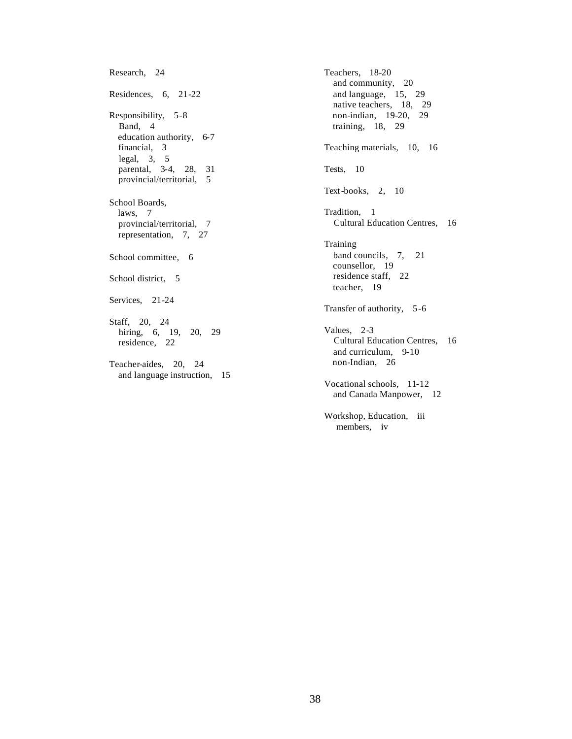Research, 24

Residences, 6, 21-22

Responsibility, 5-8
  Band, 4
  education authority, 6-7
  financial, 3
  legal, 3, 5
  parental, 3-4, 28, 31
  provincial/territorial, 5

School Boards,
  laws, 7
  provincial/territorial, 7
  representation, 7, 27

School committee, 6

School district, 5

Services, 21-24

Staff, 20, 24
  hiring, 6, 19, 20, 29
  residence, 22

Teacher-aides, 20, 24
  and language instruction, 15

Teachers, 18-20
  and community, 20
  and language, 15, 29
  native teachers, 18, 29
  non-indian, 19-20, 29
  training, 18, 29

Teaching materials, 10, 16

Tests, 10

Text-books, 2, 10

Tradition, 1
  Cultural Education Centres, 16

Training
  band councils, 7, 21
  counsellor, 19
  residence staff, 22
  teacher, 19

Transfer of authority, 5-6

Values, 2-3
  Cultural Education Centres, 16
  and curriculum, 9-10
  non-Indian, 26

Vocational schools, 11-12
  and Canada Manpower, 12

Workshop, Education, iii
  members, iv